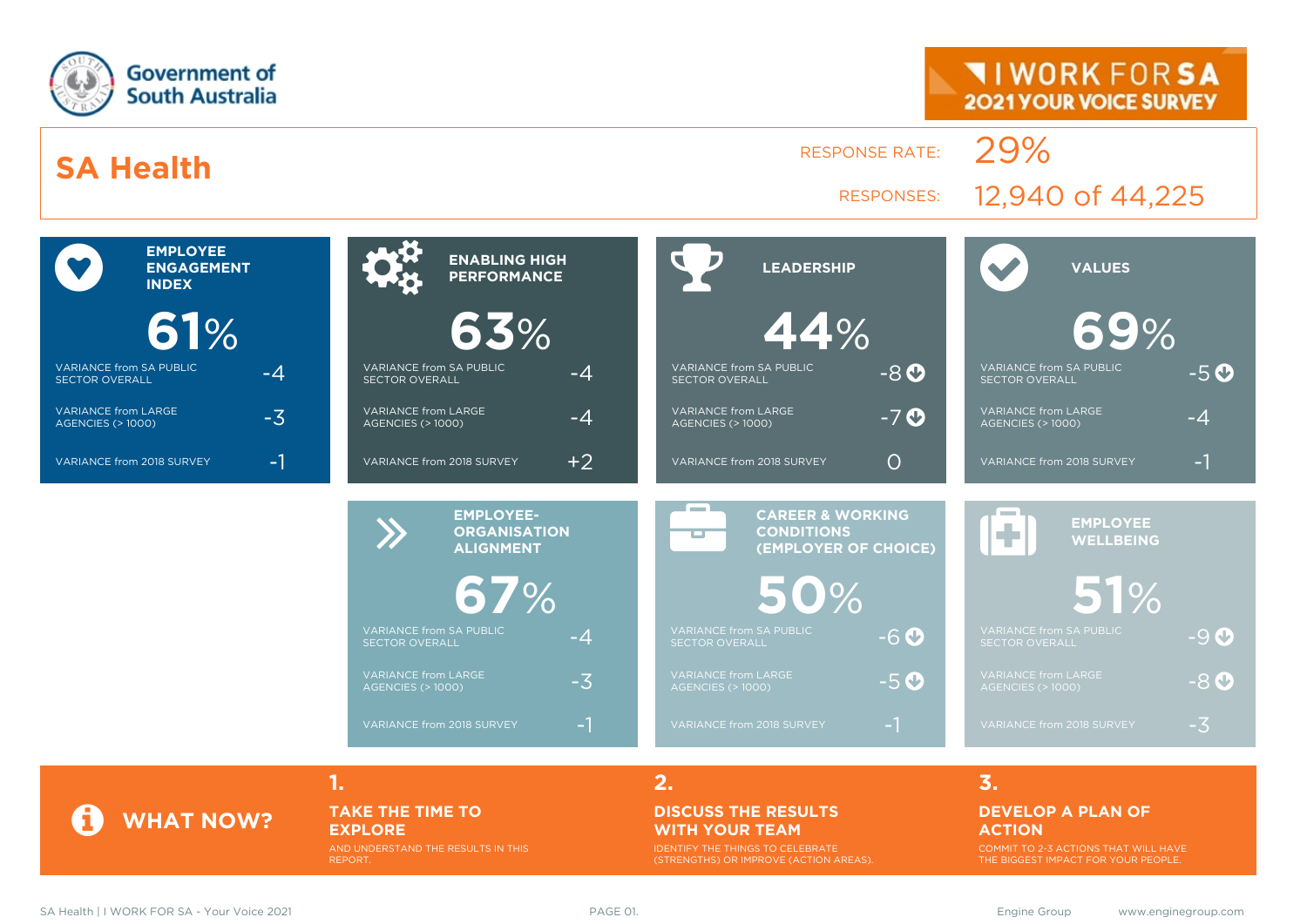Government of South Australia

I WORK FOR SA
2021 YOUR VOICE SURVEY

# SA Health

RESPONSE RATE: 29%

RESPONSES: 12,940 of 44,225

## EMPLOYEE ENGAGEMENT INDEX

61%

| | |
|---|---|
| VARIANCE from SA PUBLIC SECTOR OVERALL | -4 |
| VARIANCE from LARGE AGENCIES (> 1000) | -3 |
| VARIANCE from 2018 SURVEY | -1 |

## ENABLING HIGH PERFORMANCE

63%

| | |
|---|---|
| VARIANCE from SA PUBLIC SECTOR OVERALL | -4 |
| VARIANCE from LARGE AGENCIES (> 1000) | -4 |
| VARIANCE from 2018 SURVEY | +2 |

## LEADERSHIP

44%

| | |
|---|---|
| VARIANCE from SA PUBLIC SECTOR OVERALL | -8 |
| VARIANCE from LARGE AGENCIES (> 1000) | -7 |
| VARIANCE from 2018 SURVEY | 0 |

## VALUES

69%

| | |
|---|---|
| VARIANCE from SA PUBLIC SECTOR OVERALL | -5 |
| VARIANCE from LARGE AGENCIES (> 1000) | -4 |
| VARIANCE from 2018 SURVEY | -1 |

## EMPLOYEE-ORGANISATION ALIGNMENT

67%

| | |
|---|---|
| VARIANCE from SA PUBLIC SECTOR OVERALL | -4 |
| VARIANCE from LARGE AGENCIES (> 1000) | -3 |
| VARIANCE from 2018 SURVEY | -1 |

## CAREER & WORKING CONDITIONS (EMPLOYER OF CHOICE)

50%

| | |
|---|---|
| VARIANCE from SA PUBLIC SECTOR OVERALL | -6 |
| VARIANCE from LARGE AGENCIES (> 1000) | -5 |
| VARIANCE from 2018 SURVEY | -1 |

## EMPLOYEE WELLBEING

51%

| | |
|---|---|
| VARIANCE from SA PUBLIC SECTOR OVERALL | -9 |
| VARIANCE from LARGE AGENCIES (> 1000) | -8 |
| VARIANCE from 2018 SURVEY | -3 |

## WHAT NOW?

**1. TAKE THE TIME TO EXPLORE**
AND UNDERSTAND THE RESULTS IN THIS REPORT.

**2. DISCUSS THE RESULTS WITH YOUR TEAM**
IDENTIFY THE THINGS TO CELEBRATE (STRENGTHS) OR IMPROVE (ACTION AREAS).

**3. DEVELOP A PLAN OF ACTION**
COMMIT TO 2-3 ACTIONS THAT WILL HAVE THE BIGGEST IMPACT FOR YOUR PEOPLE.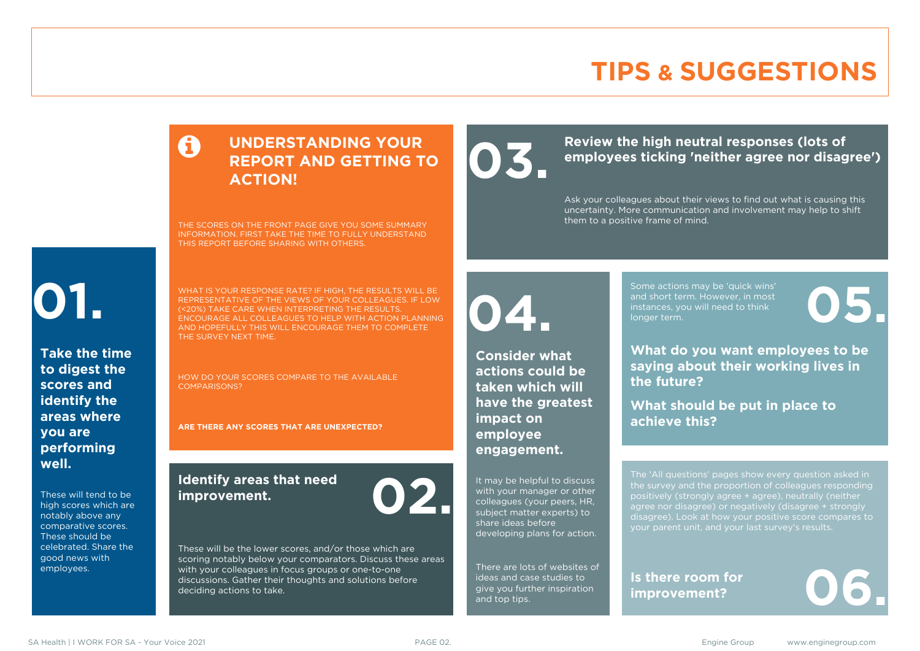# TIPS & SUGGESTIONS

## UNDERSTANDING YOUR REPORT AND GETTING TO ACTION!

THE SCORES ON THE FRONT PAGE GIVE YOU SOME SUMMARY INFORMATION. FIRST TAKE THE TIME TO FULLY UNDERSTAND THIS REPORT BEFORE SHARING WITH OTHERS.

WHAT IS YOUR RESPONSE RATE? IF HIGH, THE RESULTS WILL BE REPRESENTATIVE OF THE VIEWS OF YOUR COLLEAGUES. IF LOW (<20%) TAKE CARE WHEN INTERPRETING THE RESULTS. ENCOURAGE ALL COLLEAGUES TO HELP WITH ACTION PLANNING AND HOPEFULLY THIS WILL ENCOURAGE THEM TO COMPLETE THE SURVEY NEXT TIME.

HOW DO YOUR SCORES COMPARE TO THE AVAILABLE COMPARISONS?

**ARE THERE ANY SCORES THAT ARE UNEXPECTED?**

## 01.

**Take the time to digest the scores and identify the areas where you are performing well.**

These will tend to be high scores which are notably above any comparative scores. These should be celebrated. Share the good news with employees.

## 02.

**Identify areas that need improvement.**

These will be the lower scores, and/or those which are scoring notably below your comparators. Discuss these areas with your colleagues in focus groups or one-to-one discussions. Gather their thoughts and solutions before deciding actions to take.

## 03.

**Review the high neutral responses (lots of employees ticking 'neither agree nor disagree')**

Ask your colleagues about their views to find out what is causing this uncertainty. More communication and involvement may help to shift them to a positive frame of mind.

## 04.

**Consider what actions could be taken which will have the greatest impact on employee engagement.**

It may be helpful to discuss with your manager or other colleagues (your peers, HR, subject matter experts) to share ideas before developing plans for action.

There are lots of websites of ideas and case studies to give you further inspiration and top tips.

## 05.

Some actions may be 'quick wins' and short term. However, in most instances, you will need to think longer term.

**What do you want employees to be saying about their working lives in the future?**

**What should be put in place to achieve this?**

## 06.

The 'All questions' pages show every question asked in the survey and the proportion of colleagues responding positively (strongly agree + agree), neutrally (neither agree nor disagree) or negatively (disagree + strongly disagree). Look at how your positive score compares to your parent unit, and your last survey's results.

**Is there room for improvement?**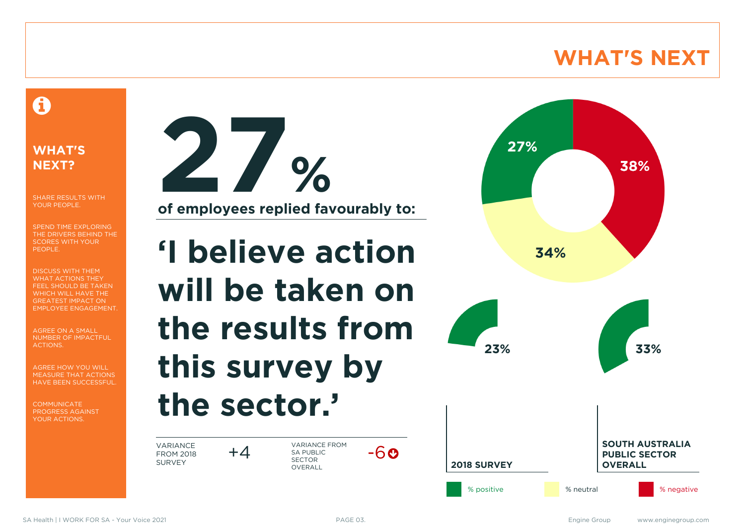# WHAT'S NEXT

## WHAT'S NEXT?

SHARE RESULTS WITH YOUR PEOPLE.

SPEND TIME EXPLORING THE DRIVERS BEHIND THE SCORES WITH YOUR PEOPLE.

DISCUSS WITH THEM WHAT ACTIONS THEY FEEL SHOULD BE TAKEN WHICH WILL HAVE THE GREATEST IMPACT ON EMPLOYEE ENGAGEMENT.

AGREE ON A SMALL NUMBER OF IMPACTFUL ACTIONS.

AGREE HOW YOU WILL MEASURE THAT ACTIONS HAVE BEEN SUCCESSFUL.

COMMUNICATE PROGRESS AGAINST YOUR ACTIONS.

**27%**

**of employees replied favourably to:**

# ‘I believe action will be taken on the results from this survey by the sector.’

VARIANCE FROM 2018 SURVEY +4

VARIANCE FROM SA PUBLIC SECTOR OVERALL -6

27%
38%
34%

23%
**2018 SURVEY**

33%
**SOUTH AUSTRALIA PUBLIC SECTOR OVERALL**

% positive
% neutral
% negative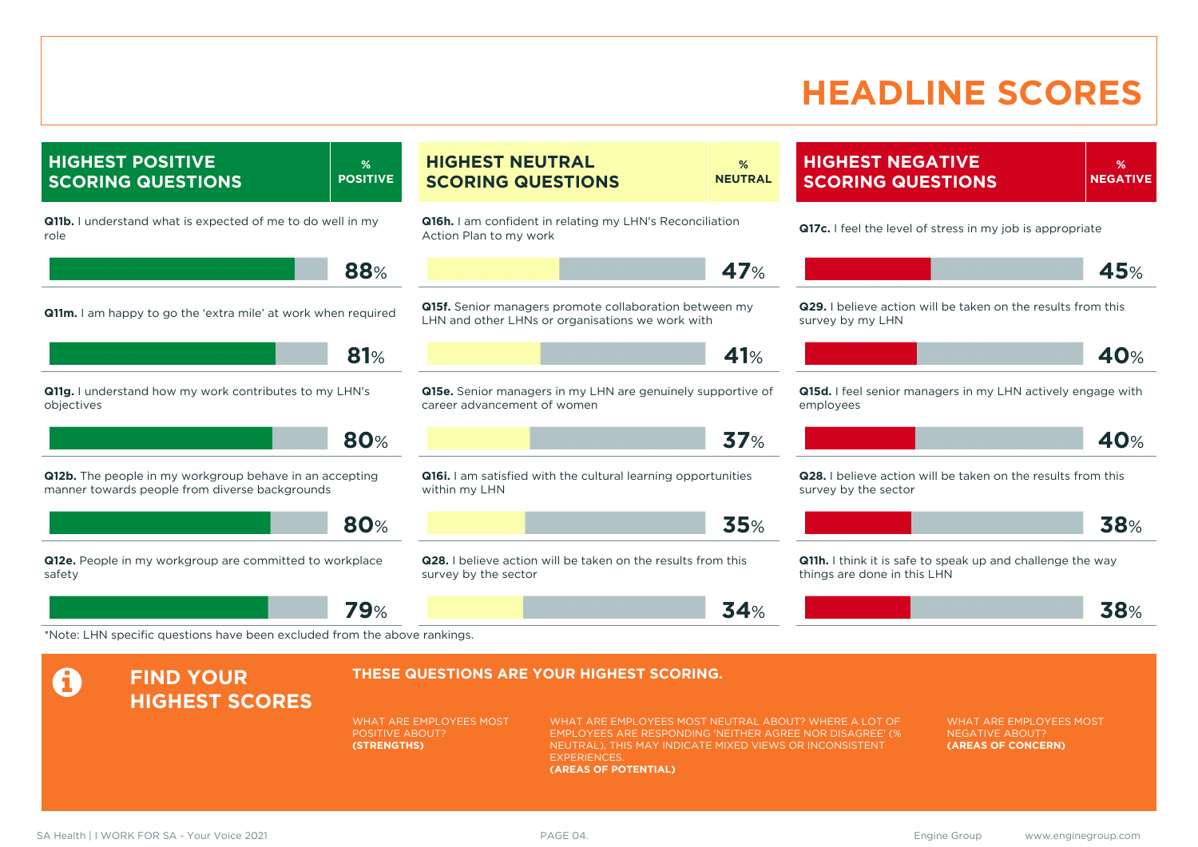// HEADLINE SCORES

## HIGHEST POSITIVE SCORING QUESTIONS

% POSITIVE

**Q11b.** I understand what is expected of me to do well in my role

88%

**Q11m.** I am happy to go the 'extra mile' at work when required

81%

**Q11g.** I understand how my work contributes to my LHN's objectives

80%

**Q12b.** The people in my workgroup behave in an accepting manner towards people from diverse backgrounds

80%

**Q12e.** People in my workgroup are committed to workplace safety

79%

## HIGHEST NEUTRAL SCORING QUESTIONS

% NEUTRAL

**Q16h.** I am confident in relating my LHN's Reconciliation Action Plan to my work

47%

**Q15f.** Senior managers promote collaboration between my LHN and other LHNs or organisations we work with

41%

**Q15e.** Senior managers in my LHN are genuinely supportive of career advancement of women

37%

**Q16i.** I am satisfied with the cultural learning opportunities within my LHN

35%

**Q28.** I believe action will be taken on the results from this survey by the sector

34%

## HIGHEST NEGATIVE SCORING QUESTIONS

% NEGATIVE

**Q17c.** I feel the level of stress in my job is appropriate

45%

**Q29.** I believe action will be taken on the results from this survey by my LHN

40%

**Q15d.** I feel senior managers in my LHN actively engage with employees

40%

**Q28.** I believe action will be taken on the results from this survey by the sector

38%

**Q11h.** I think it is safe to speak up and challenge the way things are done in this LHN

38%

*Note: LHN specific questions have been excluded from the above rankings.

## FIND YOUR HIGHEST SCORES

**THESE QUESTIONS ARE YOUR HIGHEST SCORING.**

WHAT ARE EMPLOYEES MOST POSITIVE ABOUT? **(STRENGTHS)**

WHAT ARE EMPLOYEES MOST NEUTRAL ABOUT? WHERE A LOT OF EMPLOYEES ARE RESPONDING 'NEITHER AGREE NOR DISAGREE' (% NEUTRAL), THIS MAY INDICATE MIXED VIEWS OR INCONSISTENT EXPERIENCES. **(AREAS OF POTENTIAL)**

WHAT ARE EMPLOYEES MOST NEGATIVE ABOUT? **(AREAS OF CONCERN)**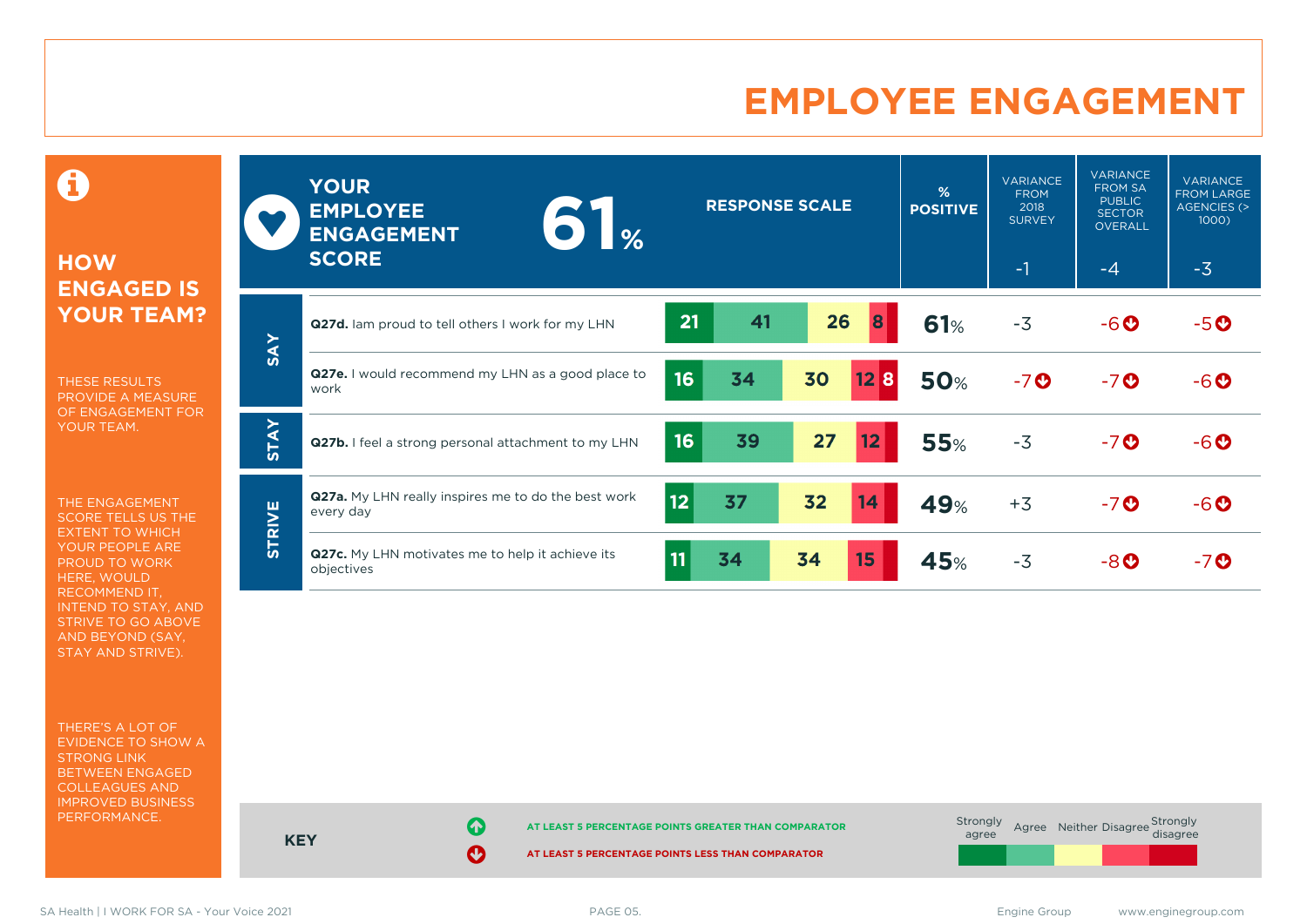# EMPLOYEE ENGAGEMENT

## HOW ENGAGED IS YOUR TEAM?

THESE RESULTS PROVIDE A MEASURE OF ENGAGEMENT FOR YOUR TEAM.

THE ENGAGEMENT SCORE TELLS US THE EXTENT TO WHICH YOUR PEOPLE ARE PROUD TO WORK HERE, WOULD RECOMMEND IT, INTEND TO STAY, AND STRIVE TO GO ABOVE AND BEYOND (SAY, STAY AND STRIVE).

THERE'S A LOT OF EVIDENCE TO SHOW A STRONG LINK BETWEEN ENGAGED COLLEAGUES AND IMPROVED BUSINESS PERFORMANCE.

YOUR EMPLOYEE ENGAGEMENT SCORE 61%

| | Question | Response scale | % Positive | Variance from 2018 survey | Variance from SA Public Sector overall | Variance from large agencies (> 1000) |
|---|---|---|---|---|---|---|
| | **Your Employee Engagement Score** | | | -1 | -4 | -3 |
| SAY | **Q27d.** Iam proud to tell others I work for my LHN | 21, 41, 26, 8 | 61% | -3 | -6 ↓ | -5 ↓ |
| SAY | **Q27e.** I would recommend my LHN as a good place to work | 16, 34, 30, 12, 8 | 50% | -7 ↓ | -7 ↓ | -6 ↓ |
| STAY | **Q27b.** I feel a strong personal attachment to my LHN | 16, 39, 27, 12 | 55% | -3 | -7 ↓ | -6 ↓ |
| STRIVE | **Q27a.** My LHN really inspires me to do the best work every day | 12, 37, 32, 14 | 49% | +3 | -7 ↓ | -6 ↓ |
| STRIVE | **Q27c.** My LHN motivates me to help it achieve its objectives | 11, 34, 34, 15 | 45% | -3 | -8 ↓ | -7 ↓ |

**KEY**

↑ AT LEAST 5 PERCENTAGE POINTS GREATER THAN COMPARATOR

↓ AT LEAST 5 PERCENTAGE POINTS LESS THAN COMPARATOR

Strongly agree | Agree | Neither | Disagree | Strongly disagree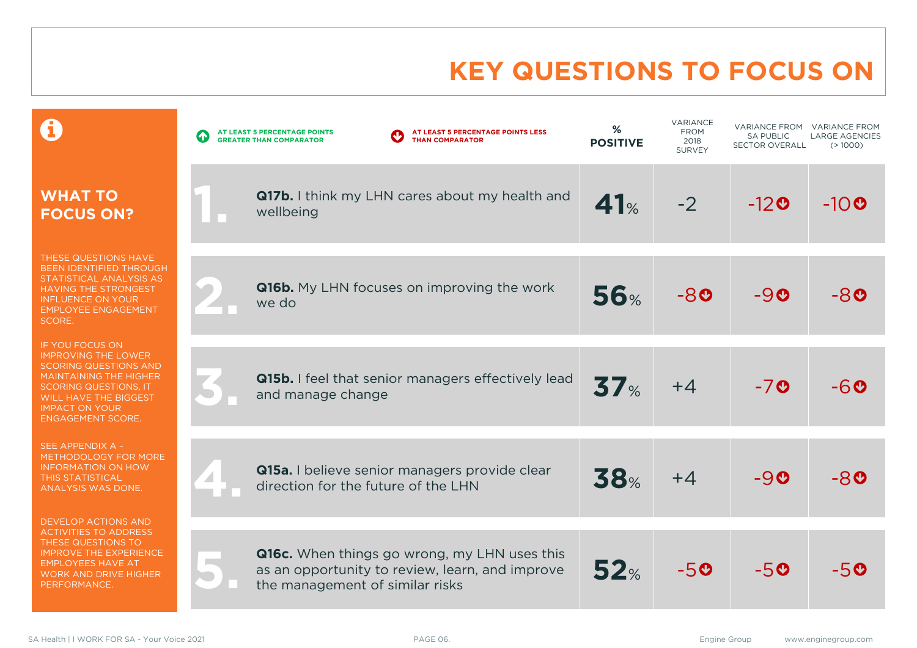# KEY QUESTIONS TO FOCUS ON

## WHAT TO FOCUS ON?

THESE QUESTIONS HAVE BEEN IDENTIFIED THROUGH STATISTICAL ANALYSIS AS HAVING THE STRONGEST INFLUENCE ON YOUR EMPLOYEE ENGAGEMENT SCORE.

IF YOU FOCUS ON IMPROVING THE LOWER SCORING QUESTIONS AND MAINTAINING THE HIGHER SCORING QUESTIONS, IT WILL HAVE THE BIGGEST IMPACT ON YOUR ENGAGEMENT SCORE.

SEE APPENDIX A – METHODOLOGY FOR MORE INFORMATION ON HOW THIS STATISTICAL ANALYSIS WAS DONE.

DEVELOP ACTIONS AND ACTIVITIES TO ADDRESS THESE QUESTIONS TO IMPROVE THE EXPERIENCE EMPLOYEES HAVE AT WORK AND DRIVE HIGHER PERFORMANCE.

↑ AT LEAST 5 PERCENTAGE POINTS GREATER THAN COMPARATOR

↓ AT LEAST 5 PERCENTAGE POINTS LESS THAN COMPARATOR

| | Question | % POSITIVE | VARIANCE FROM 2018 SURVEY | VARIANCE FROM SA PUBLIC SECTOR OVERALL | VARIANCE FROM LARGE AGENCIES (> 1000) |
|---|---|---|---|---|---|
| 1. | **Q17b.** I think my LHN cares about my health and wellbeing | 41% | -2 | -12 ↓ | -10 ↓ |
| 2. | **Q16b.** My LHN focuses on improving the work we do | 56% | -8 ↓ | -9 ↓ | -8 ↓ |
| 3. | **Q15b.** I feel that senior managers effectively lead and manage change | 37% | +4 | -7 ↓ | -6 ↓ |
| 4. | **Q15a.** I believe senior managers provide clear direction for the future of the LHN | 38% | +4 | -9 ↓ | -8 ↓ |
| 5. | **Q16c.** When things go wrong, my LHN uses this as an opportunity to review, learn, and improve the management of similar risks | 52% | -5 ↓ | -5 ↓ | -5 ↓ |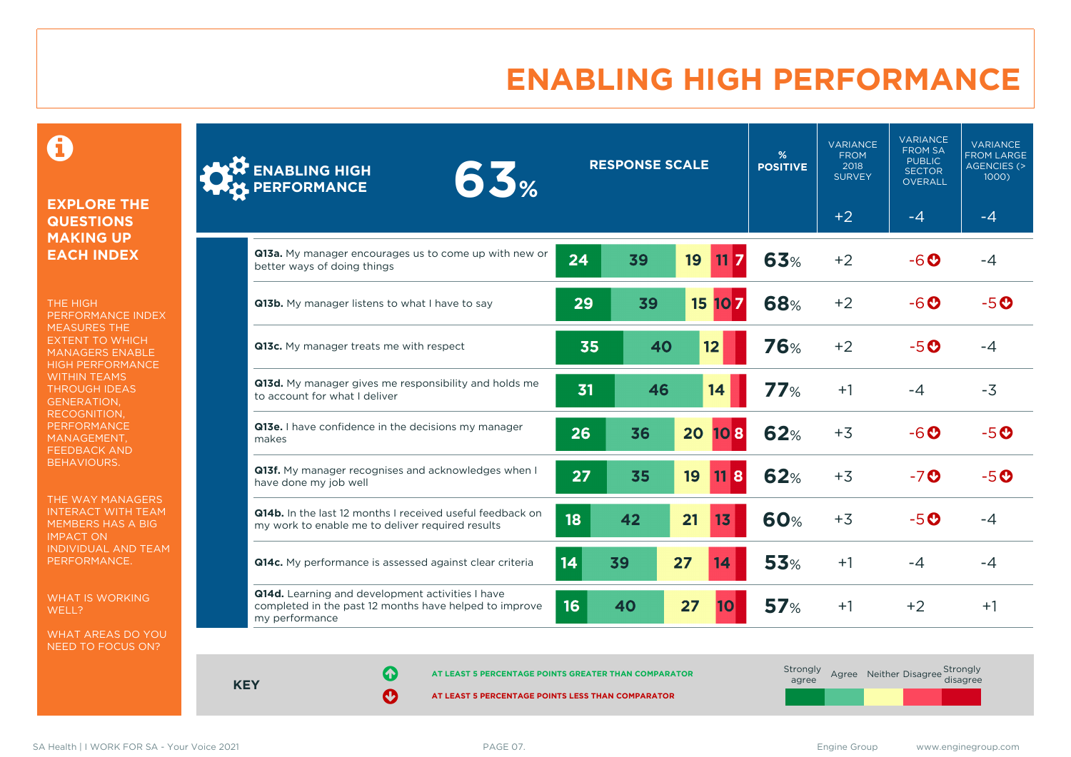# ENABLING HIGH PERFORMANCE

**EXPLORE THE QUESTIONS MAKING UP EACH INDEX**

THE HIGH PERFORMANCE INDEX MEASURES THE EXTENT TO WHICH MANAGERS ENABLE HIGH PERFORMANCE WITHIN TEAMS THROUGH IDEAS GENERATION, RECOGNITION, PERFORMANCE MANAGEMENT, FEEDBACK AND BEHAVIOURS.

THE WAY MANAGERS INTERACT WITH TEAM MEMBERS HAS A BIG IMPACT ON INDIVIDUAL AND TEAM PERFORMANCE.

WHAT IS WORKING WELL?

WHAT AREAS DO YOU NEED TO FOCUS ON?

| ENABLING HIGH PERFORMANCE 63% | RESPONSE SCALE | % POSITIVE | VARIANCE FROM 2018 SURVEY | VARIANCE FROM SA PUBLIC SECTOR OVERALL | VARIANCE FROM LARGE AGENCIES (> 1000) |
|---|---|---|---|---|---|
| | | | +2 | -4 | -4 |
| **Q13a.** My manager encourages us to come up with new or better ways of doing things | 24, 39, 19, 11, 7 | 63% | +2 | -6 ↓ | -4 |
| **Q13b.** My manager listens to what I have to say | 29, 39, 15, 10, 7 | 68% | +2 | -6 ↓ | -5 ↓ |
| **Q13c.** My manager treats me with respect | 35, 40, 12 | 76% | +2 | -5 ↓ | -4 |
| **Q13d.** My manager gives me responsibility and holds me to account for what I deliver | 31, 46, 14 | 77% | +1 | -4 | -3 |
| **Q13e.** I have confidence in the decisions my manager makes | 26, 36, 20, 10, 8 | 62% | +3 | -6 ↓ | -5 ↓ |
| **Q13f.** My manager recognises and acknowledges when I have done my job well | 27, 35, 19, 11, 8 | 62% | +3 | -7 ↓ | -5 ↓ |
| **Q14b.** In the last 12 months I received useful feedback on my work to enable me to deliver required results | 18, 42, 21, 13 | 60% | +3 | -5 ↓ | -4 |
| **Q14c.** My performance is assessed against clear criteria | 14, 39, 27, 14 | 53% | +1 | -4 | -4 |
| **Q14d.** Learning and development activities I have completed in the past 12 months have helped to improve my performance | 16, 40, 27, 10 | 57% | +1 | +2 | +1 |

**KEY**

↑ AT LEAST 5 PERCENTAGE POINTS GREATER THAN COMPARATOR

↓ AT LEAST 5 PERCENTAGE POINTS LESS THAN COMPARATOR

Strongly agree | Agree | Neither | Disagree | Strongly disagree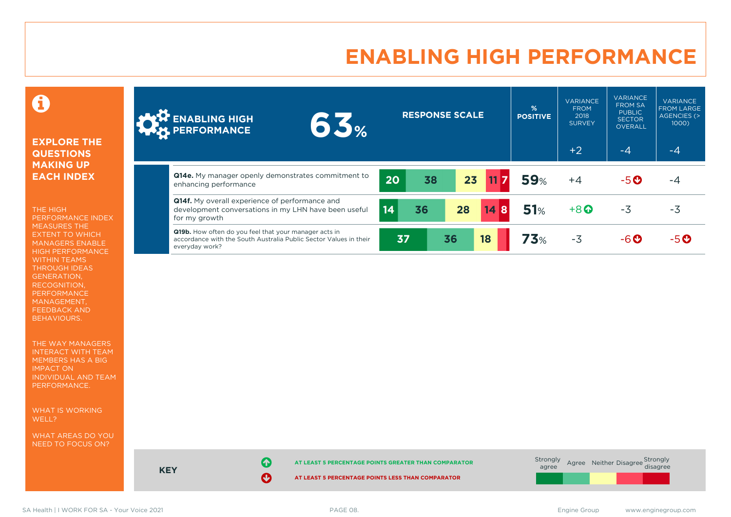# ENABLING HIGH PERFORMANCE

## EXPLORE THE QUESTIONS MAKING UP EACH INDEX

THE HIGH PERFORMANCE INDEX MEASURES THE EXTENT TO WHICH MANAGERS ENABLE HIGH PERFORMANCE WITHIN TEAMS THROUGH IDEAS GENERATION, RECOGNITION, PERFORMANCE MANAGEMENT, FEEDBACK AND BEHAVIOURS.

THE WAY MANAGERS INTERACT WITH TEAM MEMBERS HAS A BIG IMPACT ON INDIVIDUAL AND TEAM PERFORMANCE.

WHAT IS WORKING WELL?

WHAT AREAS DO YOU NEED TO FOCUS ON?

ENABLING HIGH PERFORMANCE 63%

RESPONSE SCALE

% POSITIVE

VARIANCE FROM 2018 SURVEY +2

VARIANCE FROM SA PUBLIC SECTOR OVERALL -4

VARIANCE FROM LARGE AGENCIES (> 1000) -4

**Q14e.** My manager openly demonstrates commitment to enhancing performance
20 38 23 11 7
59% +4 -5 -4

**Q14f.** My overall experience of performance and development conversations in my LHN have been useful for my growth
14 36 28 14 8
51% +8 -3 -3

**Q19b.** How often do you feel that your manager acts in accordance with the South Australia Public Sector Values in their everyday work?
37 36 18
73% -3 -6 -5

**KEY**

AT LEAST 5 PERCENTAGE POINTS GREATER THAN COMPARATOR

AT LEAST 5 PERCENTAGE POINTS LESS THAN COMPARATOR

Strongly agree, Agree, Neither, Disagree, Strongly disagree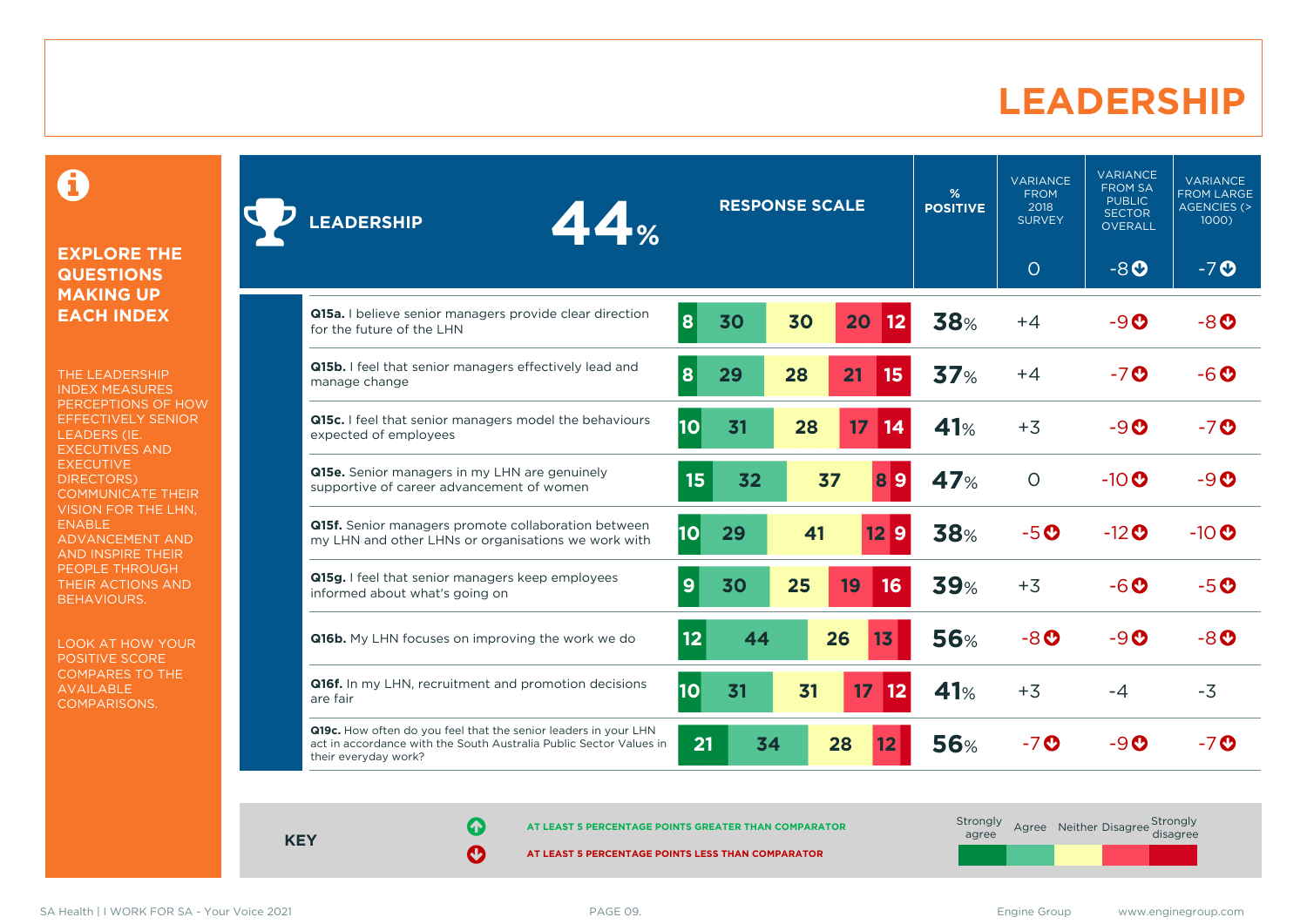# LEADERSHIP

**EXPLORE THE QUESTIONS MAKING UP EACH INDEX**

THE LEADERSHIP INDEX MEASURES PERCEPTIONS OF HOW EFFECTIVELY SENIOR LEADERS (IE. EXECUTIVES AND EXECUTIVE DIRECTORS) COMMUNICATE THEIR VISION FOR THE LHN, ENABLE ADVANCEMENT AND AND INSPIRE THEIR PEOPLE THROUGH THEIR ACTIONS AND BEHAVIOURS.

LOOK AT HOW YOUR POSITIVE SCORE COMPARES TO THE AVAILABLE COMPARISONS.

| LEADERSHIP 44% | RESPONSE SCALE | % POSITIVE | VARIANCE FROM 2018 SURVEY | VARIANCE FROM SA PUBLIC SECTOR OVERALL | VARIANCE FROM LARGE AGENCIES (> 1000) |
|---|---|---|---|---|---|
| | | | 0 | -8 ↓ | -7 ↓ |
| **Q15a.** I believe senior managers provide clear direction for the future of the LHN | 8 / 30 / 30 / 20 / 12 | 38% | +4 | -9 ↓ | -8 ↓ |
| **Q15b.** I feel that senior managers effectively lead and manage change | 8 / 29 / 28 / 21 / 15 | 37% | +4 | -7 ↓ | -6 ↓ |
| **Q15c.** I feel that senior managers model the behaviours expected of employees | 10 / 31 / 28 / 17 / 14 | 41% | +3 | -9 ↓ | -7 ↓ |
| **Q15e.** Senior managers in my LHN are genuinely supportive of career advancement of women | 15 / 32 / 37 / 8 / 9 | 47% | 0 | -10 ↓ | -9 ↓ |
| **Q15f.** Senior managers promote collaboration between my LHN and other LHNs or organisations we work with | 10 / 29 / 41 / 12 / 9 | 38% | -5 ↓ | -12 ↓ | -10 ↓ |
| **Q15g.** I feel that senior managers keep employees informed about what's going on | 9 / 30 / 25 / 19 / 16 | 39% | +3 | -6 ↓ | -5 ↓ |
| **Q16b.** My LHN focuses on improving the work we do | 12 / 44 / 26 / 13 | 56% | -8 ↓ | -9 ↓ | -8 ↓ |
| **Q16f.** In my LHN, recruitment and promotion decisions are fair | 10 / 31 / 31 / 17 / 12 | 41% | +3 | -4 | -3 |
| **Q19c.** How often do you feel that the senior leaders in your LHN act in accordance with the South Australia Public Sector Values in their everyday work? | 21 / 34 / 28 / 12 | 56% | -7 ↓ | -9 ↓ | -7 ↓ |

**KEY**

↑ AT LEAST 5 PERCENTAGE POINTS GREATER THAN COMPARATOR

↓ AT LEAST 5 PERCENTAGE POINTS LESS THAN COMPARATOR

Response scale: Strongly agree / Agree / Neither / Disagree / Strongly disagree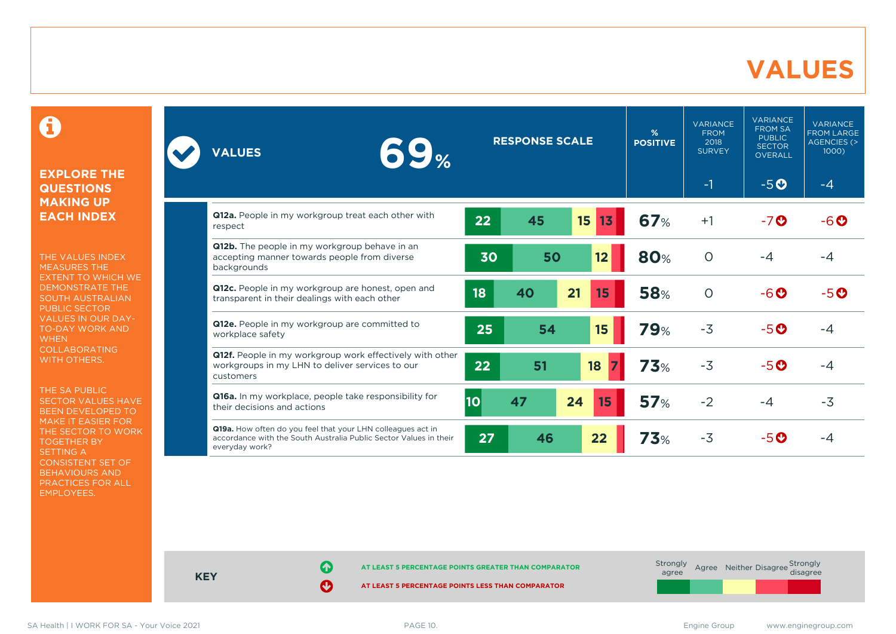# VALUES

## EXPLORE THE QUESTIONS MAKING UP EACH INDEX

THE VALUES INDEX MEASURES THE EXTENT TO WHICH WE DEMONSTRATE THE SOUTH AUSTRALIAN PUBLIC SECTOR VALUES IN OUR DAY-TO-DAY WORK AND WHEN COLLABORATING WITH OTHERS.

THE SA PUBLIC SECTOR VALUES HAVE BEEN DEVELOPED TO MAKE IT EASIER FOR THE SECTOR TO WORK TOGETHER BY SETTING A CONSISTENT SET OF BEHAVIOURS AND PRACTICES FOR ALL EMPLOYEES.

VALUES 69%

RESPONSE SCALE

% POSITIVE

VARIANCE FROM 2018 SURVEY: -1

VARIANCE FROM SA PUBLIC SECTOR OVERALL: -5 (down)

VARIANCE FROM LARGE AGENCIES (> 1000): -4

**Q12a.** People in my workgroup treat each other with respect
22 45 15 13
67% +1 -7 (down) -6 (down)

**Q12b.** The people in my workgroup behave in an accepting manner towards people from diverse backgrounds
30 50 12
80% 0 -4 -4

**Q12c.** People in my workgroup are honest, open and transparent in their dealings with each other
18 40 21 15
58% 0 -6 (down) -5 (down)

**Q12e.** People in my workgroup are committed to workplace safety
25 54 15
79% -3 -5 (down) -4

**Q12f.** People in my workgroup work effectively with other workgroups in my LHN to deliver services to our customers
22 51 18 7
73% -3 -5 (down) -4

**Q16a.** In my workplace, people take responsibility for their decisions and actions
10 47 24 15
57% -2 -4 -3

**Q19a.** How often do you feel that your LHN colleagues act in accordance with the South Australia Public Sector Values in their everyday work?
27 46 22
73% -3 -5 (down) -4

**KEY**

AT LEAST 5 PERCENTAGE POINTS GREATER THAN COMPARATOR

AT LEAST 5 PERCENTAGE POINTS LESS THAN COMPARATOR

Strongly agree | Agree | Neither | Disagree | Strongly disagree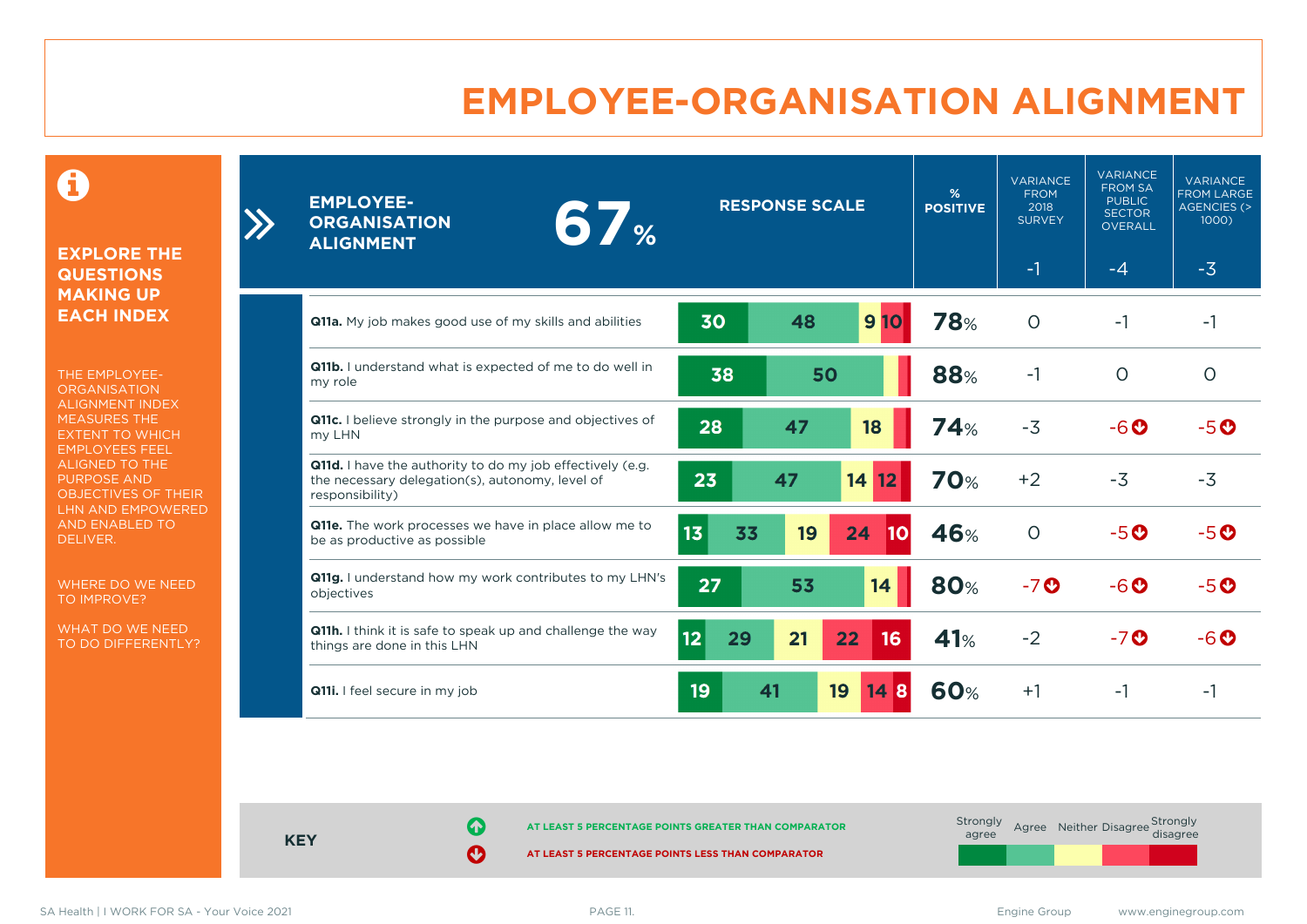# EMPLOYEE-ORGANISATION ALIGNMENT

**EXPLORE THE QUESTIONS MAKING UP EACH INDEX**

THE EMPLOYEE-ORGANISATION ALIGNMENT INDEX MEASURES THE EXTENT TO WHICH EMPLOYEES FEEL ALIGNED TO THE PURPOSE AND OBJECTIVES OF THEIR LHN AND EMPOWERED AND ENABLED TO DELIVER.

WHERE DO WE NEED TO IMPROVE?

WHAT DO WE NEED TO DO DIFFERENTLY?

| EMPLOYEE-ORGANISATION ALIGNMENT 67% | RESPONSE SCALE | % POSITIVE | VARIANCE FROM 2018 SURVEY | VARIANCE FROM SA PUBLIC SECTOR OVERALL | VARIANCE FROM LARGE AGENCIES (> 1000) |
|---|---|---|---|---|---|
| | | | -1 | -4 | -3 |
| **Q11a.** My job makes good use of my skills and abilities | 30 48 9 10 | 78% | 0 | -1 | -1 |
| **Q11b.** I understand what is expected of me to do well in my role | 38 50 | 88% | -1 | 0 | 0 |
| **Q11c.** I believe strongly in the purpose and objectives of my LHN | 28 47 18 | 74% | -3 | -6 ↓ | -5 ↓ |
| **Q11d.** I have the authority to do my job effectively (e.g. the necessary delegation(s), autonomy, level of responsibility) | 23 47 14 12 | 70% | +2 | -3 | -3 |
| **Q11e.** The work processes we have in place allow me to be as productive as possible | 13 33 19 24 10 | 46% | 0 | -5 ↓ | -5 ↓ |
| **Q11g.** I understand how my work contributes to my LHN's objectives | 27 53 14 | 80% | -7 ↓ | -6 ↓ | -5 ↓ |
| **Q11h.** I think it is safe to speak up and challenge the way things are done in this LHN | 12 29 21 22 16 | 41% | -2 | -7 ↓ | -6 ↓ |
| **Q11i.** I feel secure in my job | 19 41 19 14 8 | 60% | +1 | -1 | -1 |

**KEY**

↑ AT LEAST 5 PERCENTAGE POINTS GREATER THAN COMPARATOR

↓ AT LEAST 5 PERCENTAGE POINTS LESS THAN COMPARATOR

Strongly agree | Agree | Neither | Disagree | Strongly disagree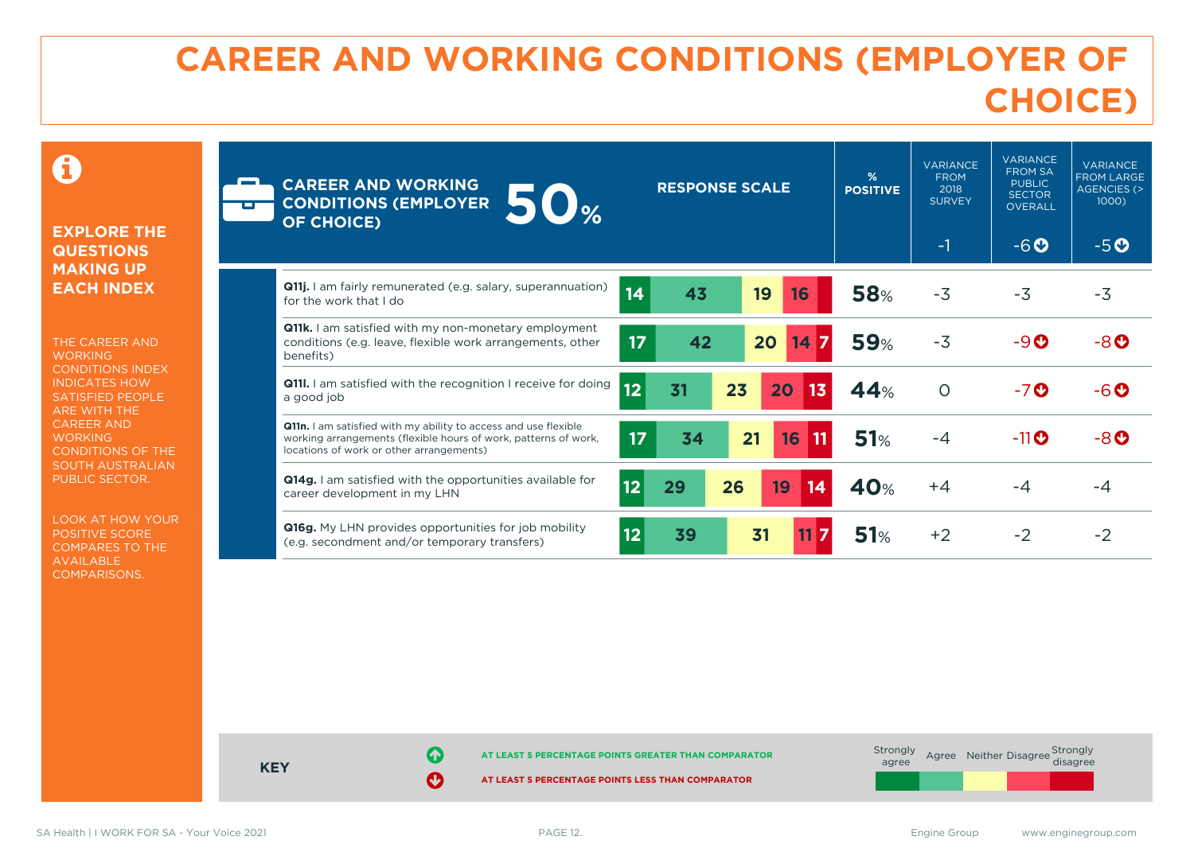# CAREER AND WORKING CONDITIONS (EMPLOYER OF CHOICE)

**EXPLORE THE QUESTIONS MAKING UP EACH INDEX**

THE CAREER AND WORKING CONDITIONS INDEX INDICATES HOW SATISFIED PEOPLE ARE WITH THE CAREER AND WORKING CONDITIONS OF THE SOUTH AUSTRALIAN PUBLIC SECTOR.

LOOK AT HOW YOUR POSITIVE SCORE COMPARES TO THE AVAILABLE COMPARISONS.

| CAREER AND WORKING CONDITIONS (EMPLOYER OF CHOICE) 50% | RESPONSE SCALE | % POSITIVE | VARIANCE FROM 2018 SURVEY | VARIANCE FROM SA PUBLIC SECTOR OVERALL | VARIANCE FROM LARGE AGENCIES (> 1000) |
|---|---|---|---|---|---|
| | | | -1 | -6 ⬇ | -5 ⬇ |
| **Q11j.** I am fairly remunerated (e.g. salary, superannuation) for the work that I do | 14 43 19 16 | 58% | -3 | -3 | -3 |
| **Q11k.** I am satisfied with my non-monetary employment conditions (e.g. leave, flexible work arrangements, other benefits) | 17 42 20 14 7 | 59% | -3 | -9 ⬇ | -8 ⬇ |
| **Q11l.** I am satisfied with the recognition I receive for doing a good job | 12 31 23 20 13 | 44% | 0 | -7 ⬇ | -6 ⬇ |
| **Q11n.** I am satisfied with my ability to access and use flexible working arrangements (flexible hours of work, patterns of work, locations of work or other arrangements) | 17 34 21 16 11 | 51% | -4 | -11 ⬇ | -8 ⬇ |
| **Q14g.** I am satisfied with the opportunities available for career development in my LHN | 12 29 26 19 14 | 40% | +4 | -4 | -4 |
| **Q16g.** My LHN provides opportunities for job mobility (e.g. secondment and/or temporary transfers) | 12 39 31 11 7 | 51% | +2 | -2 | -2 |

**KEY**

⬆ AT LEAST 5 PERCENTAGE POINTS GREATER THAN COMPARATOR

⬇ AT LEAST 5 PERCENTAGE POINTS LESS THAN COMPARATOR

Strongly agree | Agree | Neither | Disagree | Strongly disagree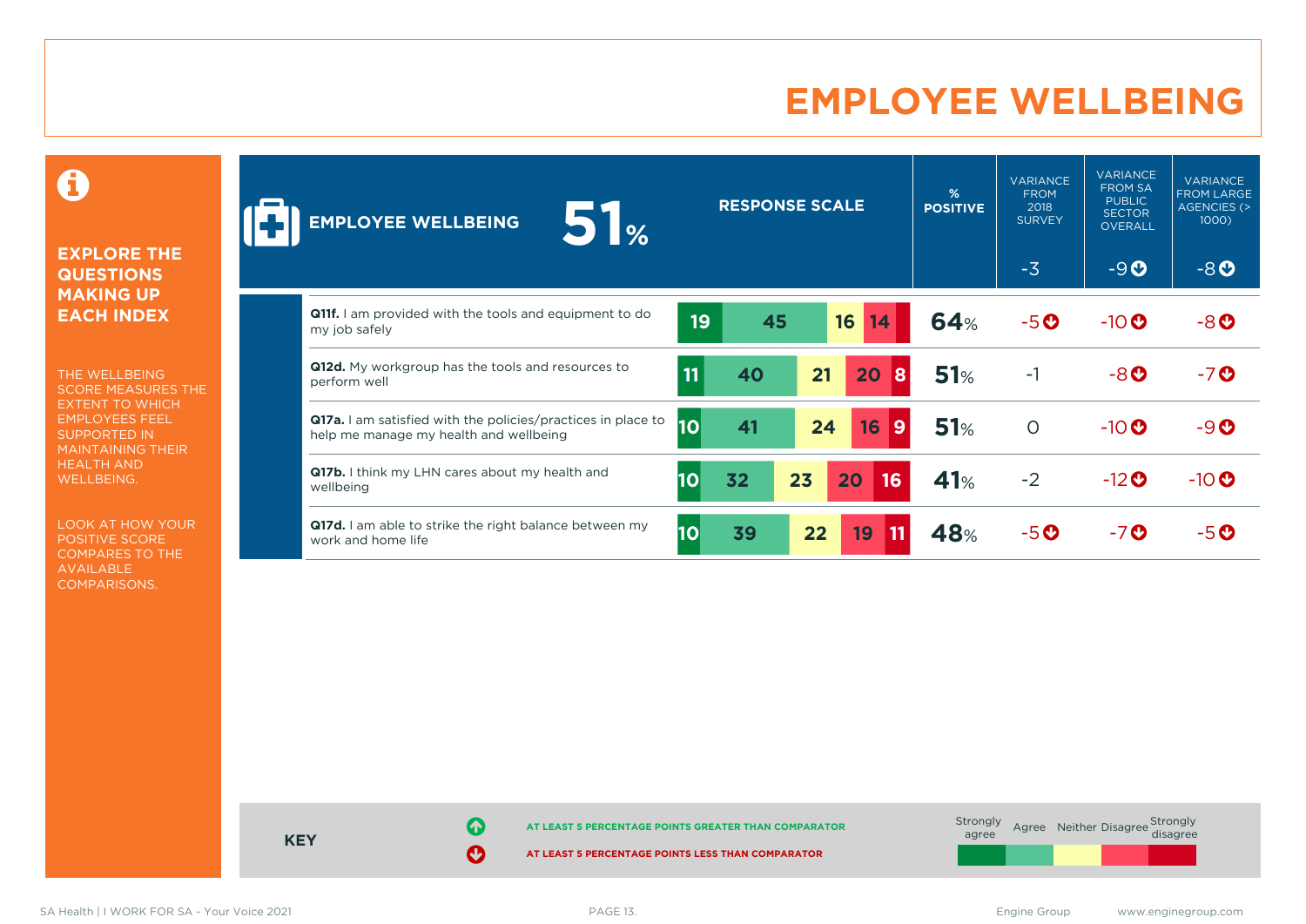# EMPLOYEE WELLBEING

**EXPLORE THE QUESTIONS MAKING UP EACH INDEX**

THE WELLBEING SCORE MEASURES THE EXTENT TO WHICH EMPLOYEES FEEL SUPPORTED IN MAINTAINING THEIR HEALTH AND WELLBEING.

LOOK AT HOW YOUR POSITIVE SCORE COMPARES TO THE AVAILABLE COMPARISONS.

**EMPLOYEE WELLBEING 51%**

RESPONSE SCALE

| Question | Response scale | % POSITIVE | VARIANCE FROM 2018 SURVEY | VARIANCE FROM SA PUBLIC SECTOR OVERALL | VARIANCE FROM LARGE AGENCIES (> 1000) |
|---|---|---|---|---|---|
| **EMPLOYEE WELLBEING** | | **51%** | -3 | -9 ↓ | -8 ↓ |
| **Q11f.** I am provided with the tools and equipment to do my job safely | 19 45 16 14 | **64%** | -5 ↓ | -10 ↓ | -8 ↓ |
| **Q12d.** My workgroup has the tools and resources to perform well | 11 40 21 20 8 | **51%** | -1 | -8 ↓ | -7 ↓ |
| **Q17a.** I am satisfied with the policies/practices in place to help me manage my health and wellbeing | 10 41 24 16 9 | **51%** | 0 | -10 ↓ | -9 ↓ |
| **Q17b.** I think my LHN cares about my health and wellbeing | 10 32 23 20 16 | **41%** | -2 | -12 ↓ | -10 ↓ |
| **Q17d.** I am able to strike the right balance between my work and home life | 10 39 22 19 11 | **48%** | -5 ↓ | -7 ↓ | -5 ↓ |

**KEY**

↑ AT LEAST 5 PERCENTAGE POINTS GREATER THAN COMPARATOR

↓ AT LEAST 5 PERCENTAGE POINTS LESS THAN COMPARATOR

Strongly agree | Agree | Neither | Disagree | Strongly disagree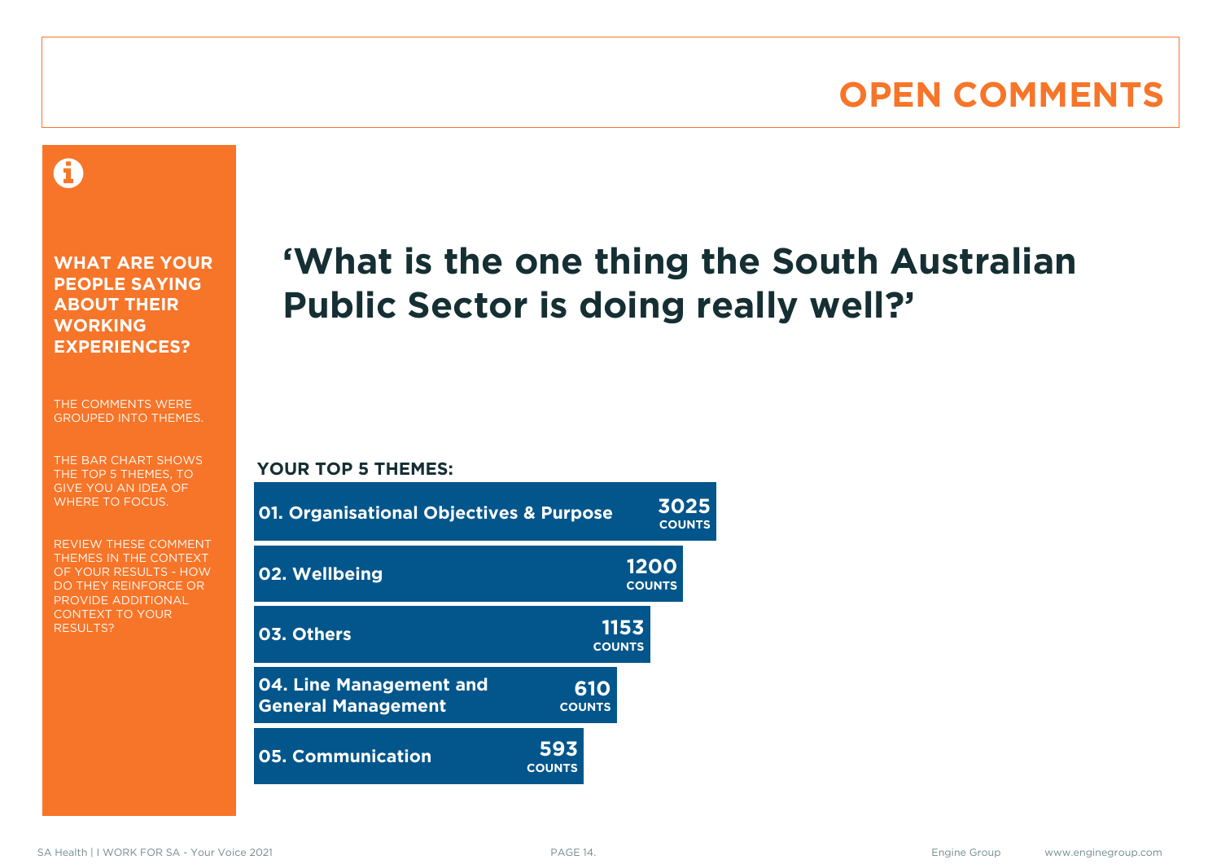# OPEN COMMENTS

**WHAT ARE YOUR PEOPLE SAYING ABOUT THEIR WORKING EXPERIENCES?**

THE COMMENTS WERE GROUPED INTO THEMES.

THE BAR CHART SHOWS THE TOP 5 THEMES, TO GIVE YOU AN IDEA OF WHERE TO FOCUS.

REVIEW THESE COMMENT THEMES IN THE CONTEXT OF YOUR RESULTS - HOW DO THEY REINFORCE OR PROVIDE ADDITIONAL CONTEXT TO YOUR RESULTS?

## ‘What is the one thing the South Australian Public Sector is doing really well?’

**YOUR TOP 5 THEMES:**

01. Organisational Objectives & Purpose
3025 COUNTS

02. Wellbeing
1200 COUNTS

03. Others
1153 COUNTS

04. Line Management and General Management
610 COUNTS

05. Communication
593 COUNTS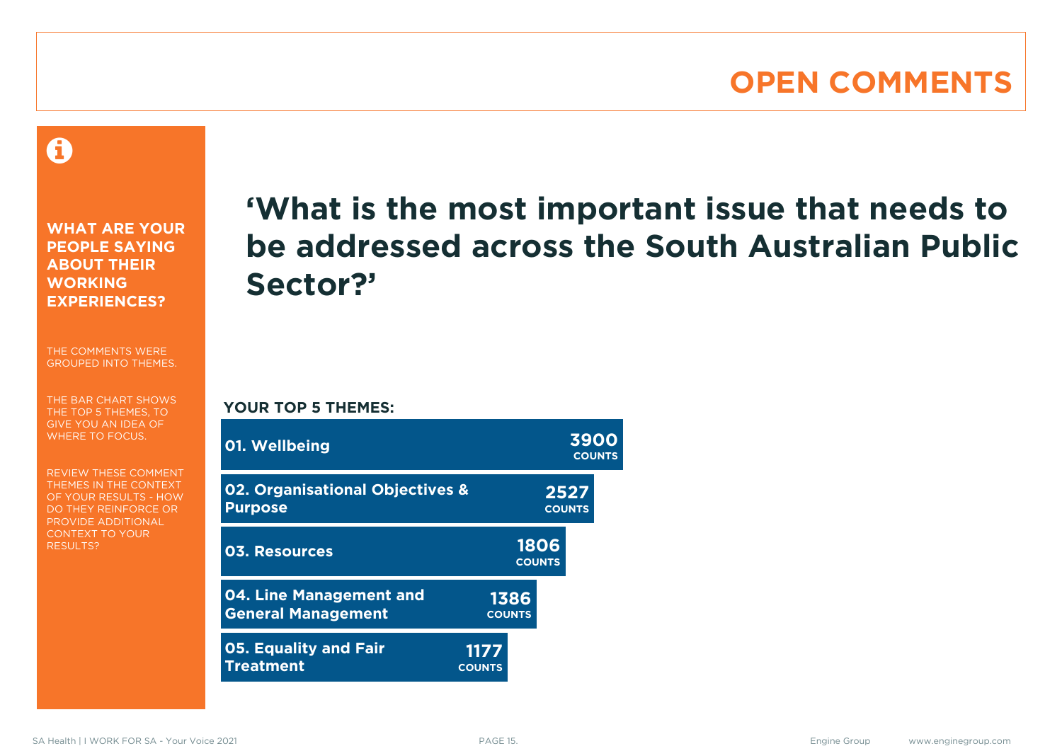# OPEN COMMENTS

**WHAT ARE YOUR PEOPLE SAYING ABOUT THEIR WORKING EXPERIENCES?**

THE COMMENTS WERE GROUPED INTO THEMES.

THE BAR CHART SHOWS THE TOP 5 THEMES, TO GIVE YOU AN IDEA OF WHERE TO FOCUS.

REVIEW THESE COMMENT THEMES IN THE CONTEXT OF YOUR RESULTS - HOW DO THEY REINFORCE OR PROVIDE ADDITIONAL CONTEXT TO YOUR RESULTS?

## 'What is the most important issue that needs to be addressed across the South Australian Public Sector?'

**YOUR TOP 5 THEMES:**

01. Wellbeing
3900 COUNTS

02. Organisational Objectives & Purpose
2527 COUNTS

03. Resources
1806 COUNTS

04. Line Management and General Management
1386 COUNTS

05. Equality and Fair Treatment
1177 COUNTS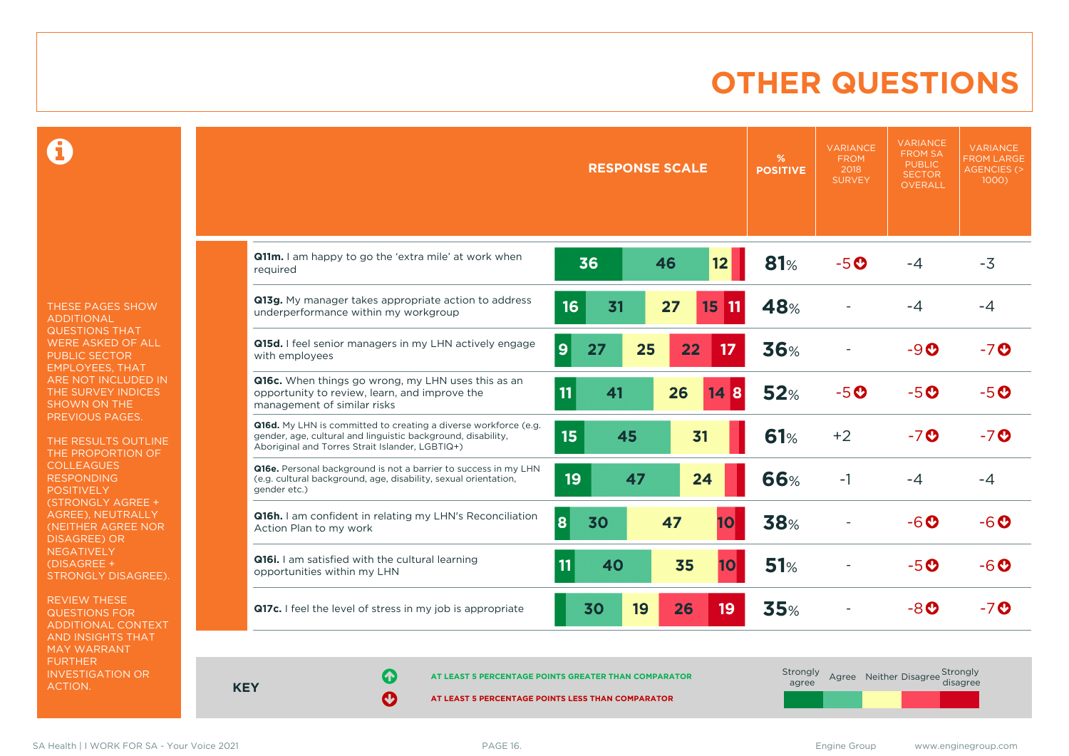# OTHER QUESTIONS

THESE PAGES SHOW ADDITIONAL QUESTIONS THAT WERE ASKED OF ALL PUBLIC SECTOR EMPLOYEES, THAT ARE NOT INCLUDED IN THE SURVEY INDICES SHOWN ON THE PREVIOUS PAGES.

THE RESULTS OUTLINE THE PROPORTION OF COLLEAGUES RESPONDING POSITIVELY (STRONGLY AGREE + AGREE), NEUTRALLY (NEITHER AGREE NOR DISAGREE) OR NEGATIVELY (DISAGREE + STRONGLY DISAGREE).

REVIEW THESE QUESTIONS FOR ADDITIONAL CONTEXT AND INSIGHTS THAT MAY WARRANT FURTHER INVESTIGATION OR ACTION.

| Question | Response scale | % Positive | Variance from 2018 survey | Variance from SA public sector overall | Variance from large agencies (> 1000) |
|---|---|---|---|---|---|
| **Q11m.** I am happy to go the 'extra mile' at work when required | 36 46 12 | 81% | -5 ↓ | -4 | -3 |
| **Q13g.** My manager takes appropriate action to address underperformance within my workgroup | 16 31 27 15 11 | 48% | - | -4 | -4 |
| **Q15d.** I feel senior managers in my LHN actively engage with employees | 9 27 25 22 17 | 36% | - | -9 ↓ | -7 ↓ |
| **Q16c.** When things go wrong, my LHN uses this as an opportunity to review, learn, and improve the management of similar risks | 11 41 26 14 8 | 52% | -5 ↓ | -5 ↓ | -5 ↓ |
| **Q16d.** My LHN is committed to creating a diverse workforce (e.g. gender, age, cultural and linguistic background, disability, Aboriginal and Torres Strait Islander, LGBTIQ+) | 15 45 31 | 61% | +2 | -7 ↓ | -7 ↓ |
| **Q16e.** Personal background is not a barrier to success in my LHN (e.g. cultural background, age, disability, sexual orientation, gender etc.) | 19 47 24 | 66% | -1 | -4 | -4 |
| **Q16h.** I am confident in relating my LHN's Reconciliation Action Plan to my work | 8 30 47 10 | 38% | - | -6 ↓ | -6 ↓ |
| **Q16i.** I am satisfied with the cultural learning opportunities within my LHN | 11 40 35 10 | 51% | - | -5 ↓ | -6 ↓ |
| **Q17c.** I feel the level of stress in my job is appropriate | 30 19 26 19 | 35% | - | -8 ↓ | -7 ↓ |

**KEY**

↑ AT LEAST 5 PERCENTAGE POINTS GREATER THAN COMPARATOR

↓ AT LEAST 5 PERCENTAGE POINTS LESS THAN COMPARATOR

Strongly agree | Agree | Neither | Disagree | Strongly disagree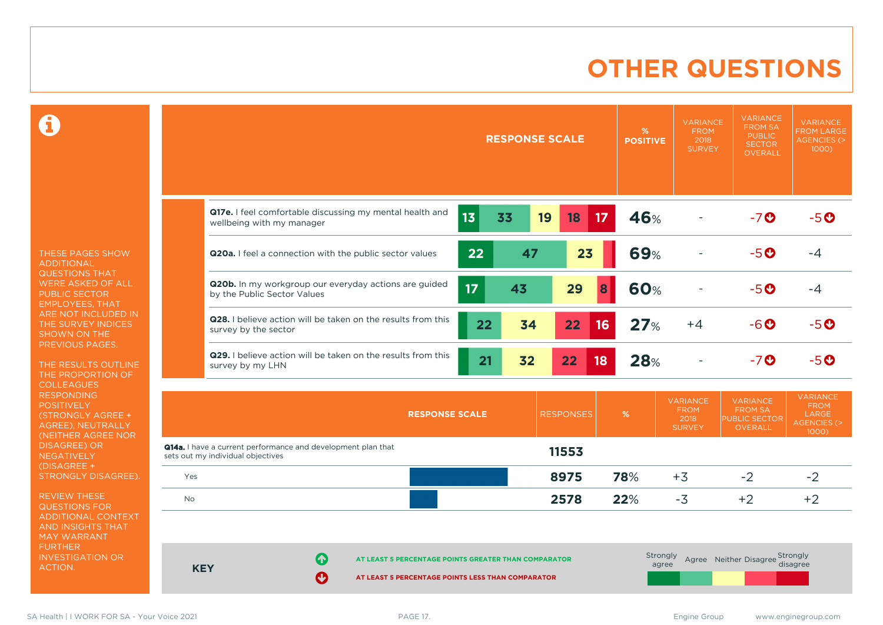# OTHER QUESTIONS

THESE PAGES SHOW ADDITIONAL QUESTIONS THAT WERE ASKED OF ALL PUBLIC SECTOR EMPLOYEES, THAT ARE NOT INCLUDED IN THE SURVEY INDICES SHOWN ON THE PREVIOUS PAGES.

THE RESULTS OUTLINE THE PROPORTION OF COLLEAGUES RESPONDING POSITIVELY (STRONGLY AGREE + AGREE), NEUTRALLY (NEITHER AGREE NOR DISAGREE) OR NEGATIVELY (DISAGREE + STRONGLY DISAGREE).

REVIEW THESE QUESTIONS FOR ADDITIONAL CONTEXT AND INSIGHTS THAT MAY WARRANT FURTHER INVESTIGATION OR ACTION.

| Question | Strongly agree | Agree | Neither | Disagree | Strongly disagree | % POSITIVE | VARIANCE FROM 2018 SURVEY | VARIANCE FROM SA PUBLIC SECTOR OVERALL | VARIANCE FROM LARGE AGENCIES (> 1000) |
|---|---|---|---|---|---|---|---|---|---|
| **Q17e.** I feel comfortable discussing my mental health and wellbeing with my manager | 13 | 33 | 19 | 18 | 17 | 46% | - | -7 ↓ | -5 ↓ |
| **Q20a.** I feel a connection with the public sector values | 22 | 47 | 23 | | | 69% | - | -5 ↓ | -4 |
| **Q20b.** In my workgroup our everyday actions are guided by the Public Sector Values | 17 | 43 | 29 | 8 | | 60% | - | -5 ↓ | -4 |
| **Q28.** I believe action will be taken on the results from this survey by the sector | | 22 | 34 | 22 | 16 | 27% | +4 | -6 ↓ | -5 ↓ |
| **Q29.** I believe action will be taken on the results from this survey by my LHN | | 21 | 32 | 22 | 18 | 28% | - | -7 ↓ | -5 ↓ |

| RESPONSE SCALE | RESPONSES | % | VARIANCE FROM 2018 SURVEY | VARIANCE FROM SA PUBLIC SECTOR OVERALL | VARIANCE FROM LARGE AGENCIES (> 1000) |
|---|---|---|---|---|---|
| **Q14a.** I have a current performance and development plan that sets out my individual objectives | 11553 | | | | |
| Yes | 8975 | 78% | +3 | -2 | -2 |
| No | 2578 | 22% | -3 | +2 | +2 |

**KEY**

- ↑ AT LEAST 5 PERCENTAGE POINTS GREATER THAN COMPARATOR
- ↓ AT LEAST 5 PERCENTAGE POINTS LESS THAN COMPARATOR

Strongly agree | Agree | Neither | Disagree | Strongly disagree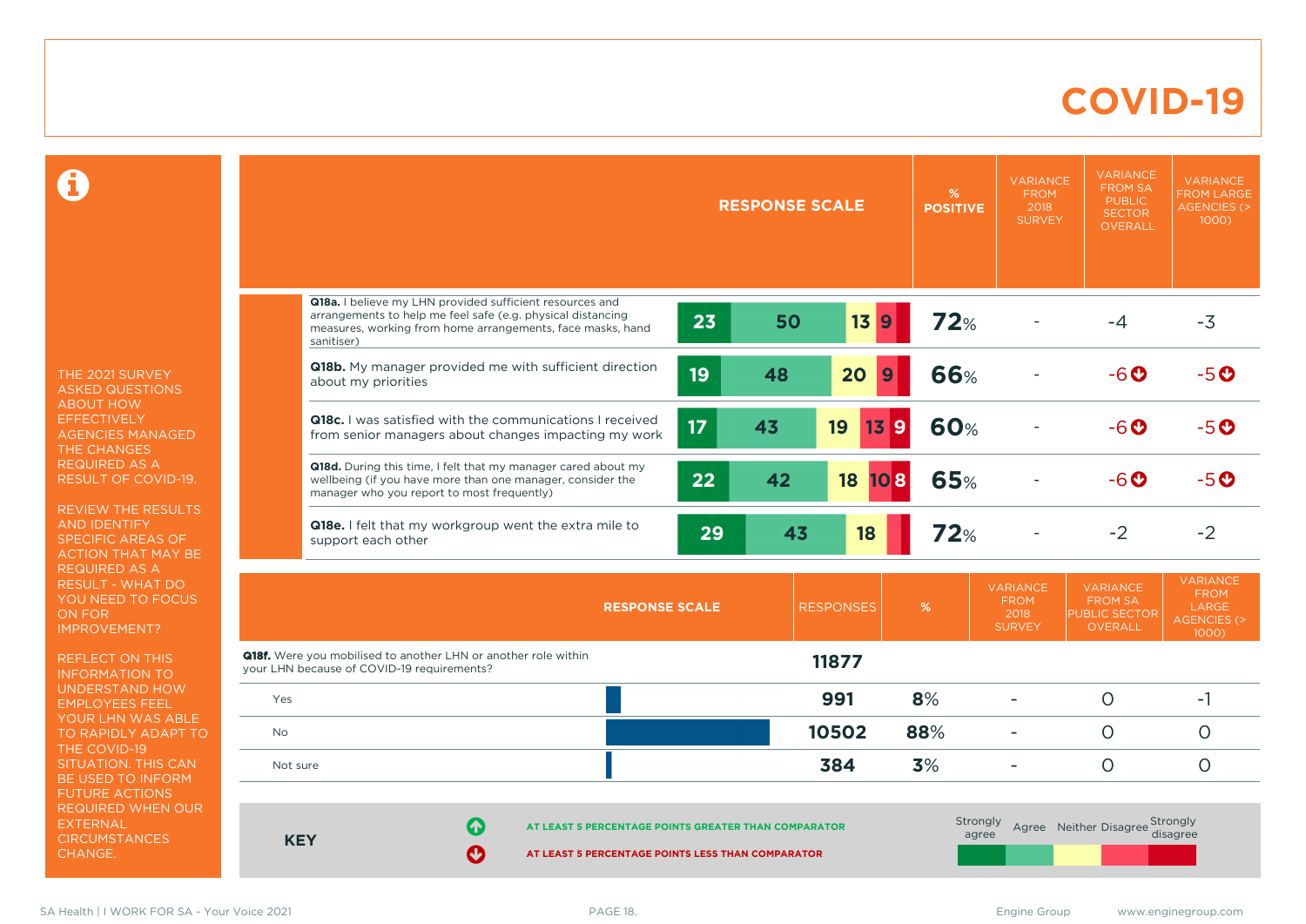# COVID-19

THE 2021 SURVEY ASKED QUESTIONS ABOUT HOW EFFECTIVELY AGENCIES MANAGED THE CHANGES REQUIRED AS A RESULT OF COVID-19.

REVIEW THE RESULTS AND IDENTIFY SPECIFIC AREAS OF ACTION THAT MAY BE REQUIRED AS A RESULT - WHAT DO YOU NEED TO FOCUS ON FOR IMPROVEMENT?

REFLECT ON THIS INFORMATION TO UNDERSTAND HOW EMPLOYEES FEEL YOUR LHN WAS ABLE TO RAPIDLY ADAPT TO THE COVID-19 SITUATION. THIS CAN BE USED TO INFORM FUTURE ACTIONS REQUIRED WHEN OUR EXTERNAL CIRCUMSTANCES CHANGE.

| | RESPONSE SCALE | % POSITIVE | VARIANCE FROM 2018 SURVEY | VARIANCE FROM SA PUBLIC SECTOR OVERALL | VARIANCE FROM LARGE AGENCIES (> 1000) |
|---|---|---|---|---|---|
| **Q18a.** I believe my LHN provided sufficient resources and arrangements to help me feel safe (e.g. physical distancing measures, working from home arrangements, face masks, hand sanitiser) | 23 50 13 9 | 72% | - | -4 | -3 |
| **Q18b.** My manager provided me with sufficient direction about my priorities | 19 48 20 9 | 66% | - | -6 ↓ | -5 ↓ |
| **Q18c.** I was satisfied with the communications I received from senior managers about changes impacting my work | 17 43 19 13 9 | 60% | - | -6 ↓ | -5 ↓ |
| **Q18d.** During this time, I felt that my manager cared about my wellbeing (if you have more than one manager, consider the manager who you report to most frequently) | 22 42 18 10 8 | 65% | - | -6 ↓ | -5 ↓ |
| **Q18e.** I felt that my workgroup went the extra mile to support each other | 29 43 18 | 72% | - | -2 | -2 |

| RESPONSE SCALE | RESPONSES | % | VARIANCE FROM 2018 SURVEY | VARIANCE FROM SA PUBLIC SECTOR OVERALL | VARIANCE FROM LARGE AGENCIES (> 1000) |
|---|---|---|---|---|---|
| **Q18f.** Were you mobilised to another LHN or another role within your LHN because of COVID-19 requirements? | 11877 | | | | |
| Yes | 991 | 8% | - | 0 | -1 |
| No | 10502 | 88% | - | 0 | 0 |
| Not sure | 384 | 3% | - | 0 | 0 |

**KEY**

↑ AT LEAST 5 PERCENTAGE POINTS GREATER THAN COMPARATOR

↓ AT LEAST 5 PERCENTAGE POINTS LESS THAN COMPARATOR

Strongly agree | Agree | Neither | Disagree | Strongly disagree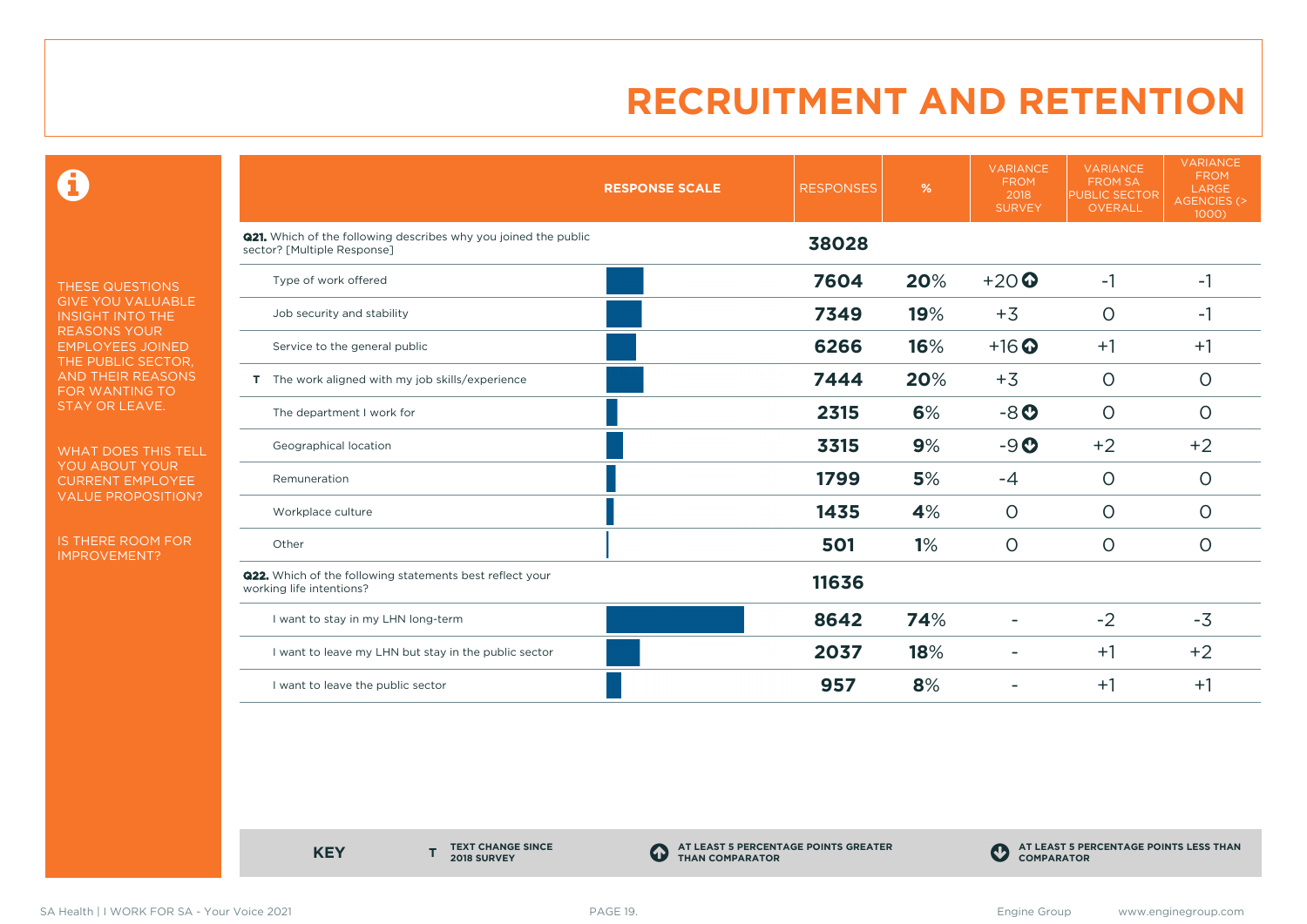# RECRUITMENT AND RETENTION

THESE QUESTIONS GIVE YOU VALUABLE INSIGHT INTO THE REASONS YOUR EMPLOYEES JOINED THE PUBLIC SECTOR, AND THEIR REASONS FOR WANTING TO STAY OR LEAVE.

WHAT DOES THIS TELL YOU ABOUT YOUR CURRENT EMPLOYEE VALUE PROPOSITION?

IS THERE ROOM FOR IMPROVEMENT?

| RESPONSE SCALE | RESPONSES | % | VARIANCE FROM 2018 SURVEY | VARIANCE FROM SA PUBLIC SECTOR OVERALL | VARIANCE FROM LARGE AGENCIES (> 1000) |
|---|---|---|---|---|---|
| **Q21.** Which of the following describes why you joined the public sector? [Multiple Response] | **38028** | | | | |
| Type of work offered | **7604** | **20**% | +20 ⬆ | -1 | -1 |
| Job security and stability | **7349** | **19**% | +3 | 0 | -1 |
| Service to the general public | **6266** | **16**% | +16 ⬆ | +1 | +1 |
| T The work aligned with my job skills/experience | **7444** | **20**% | +3 | 0 | 0 |
| The department I work for | **2315** | **6**% | -8 ⬇ | 0 | 0 |
| Geographical location | **3315** | **9**% | -9 ⬇ | +2 | +2 |
| Remuneration | **1799** | **5**% | -4 | 0 | 0 |
| Workplace culture | **1435** | **4**% | 0 | 0 | 0 |
| Other | **501** | **1**% | 0 | 0 | 0 |
| **Q22.** Which of the following statements best reflect your working life intentions? | **11636** | | | | |
| I want to stay in my LHN long-term | **8642** | **74**% | - | -2 | -3 |
| I want to leave my LHN but stay in the public sector | **2037** | **18**% | - | +1 | +2 |
| I want to leave the public sector | **957** | **8**% | - | +1 | +1 |

**KEY**

**T** TEXT CHANGE SINCE 2018 SURVEY

⬆ AT LEAST 5 PERCENTAGE POINTS GREATER THAN COMPARATOR

⬇ AT LEAST 5 PERCENTAGE POINTS LESS THAN COMPARATOR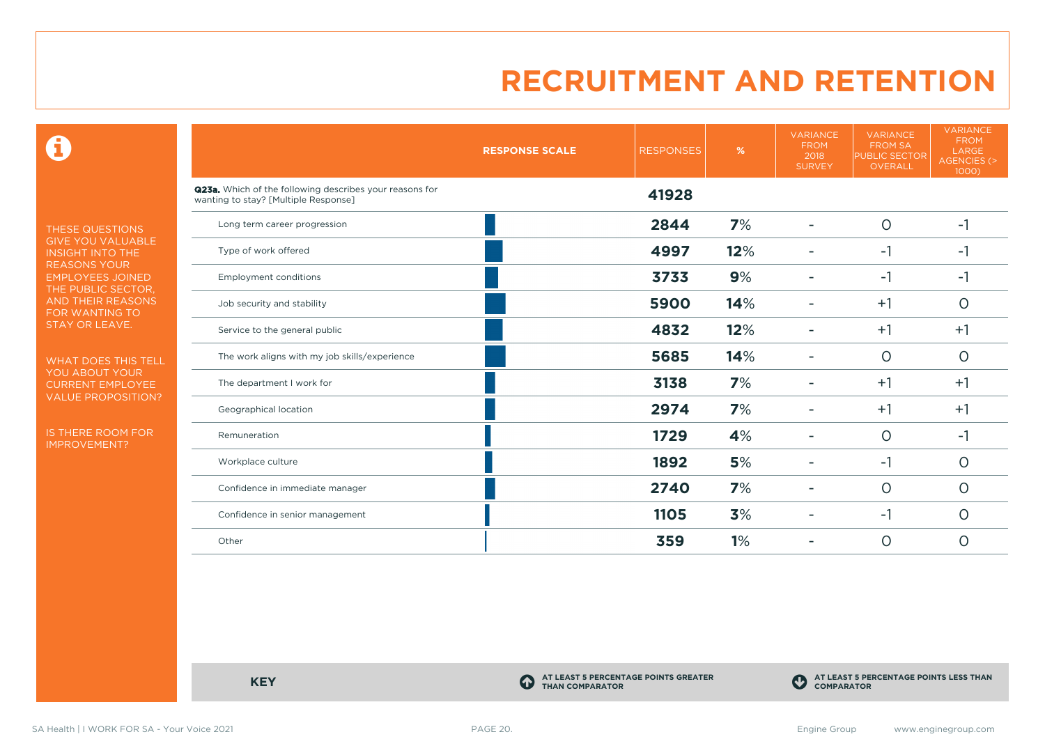# RECRUITMENT AND RETENTION

THESE QUESTIONS GIVE YOU VALUABLE INSIGHT INTO THE REASONS YOUR EMPLOYEES JOINED THE PUBLIC SECTOR, AND THEIR REASONS FOR WANTING TO STAY OR LEAVE.

WHAT DOES THIS TELL YOU ABOUT YOUR CURRENT EMPLOYEE VALUE PROPOSITION?

IS THERE ROOM FOR IMPROVEMENT?

| RESPONSE SCALE | RESPONSES | % | VARIANCE FROM 2018 SURVEY | VARIANCE FROM SA PUBLIC SECTOR OVERALL | VARIANCE FROM LARGE AGENCIES (> 1000) |
|---|---|---|---|---|---|
| **Q23a.** Which of the following describes your reasons for wanting to stay? [Multiple Response] | **41928** | | | | |
| Long term career progression | **2844** | **7%** | - | 0 | -1 |
| Type of work offered | **4997** | **12%** | - | -1 | -1 |
| Employment conditions | **3733** | **9%** | - | -1 | -1 |
| Job security and stability | **5900** | **14%** | - | +1 | 0 |
| Service to the general public | **4832** | **12%** | - | +1 | +1 |
| The work aligns with my job skills/experience | **5685** | **14%** | - | 0 | 0 |
| The department I work for | **3138** | **7%** | - | +1 | +1 |
| Geographical location | **2974** | **7%** | - | +1 | +1 |
| Remuneration | **1729** | **4%** | - | 0 | -1 |
| Workplace culture | **1892** | **5%** | - | -1 | 0 |
| Confidence in immediate manager | **2740** | **7%** | - | 0 | 0 |
| Confidence in senior management | **1105** | **3%** | - | -1 | 0 |
| Other | **359** | **1%** | - | 0 | 0 |

**KEY**

AT LEAST 5 PERCENTAGE POINTS GREATER THAN COMPARATOR

AT LEAST 5 PERCENTAGE POINTS LESS THAN COMPARATOR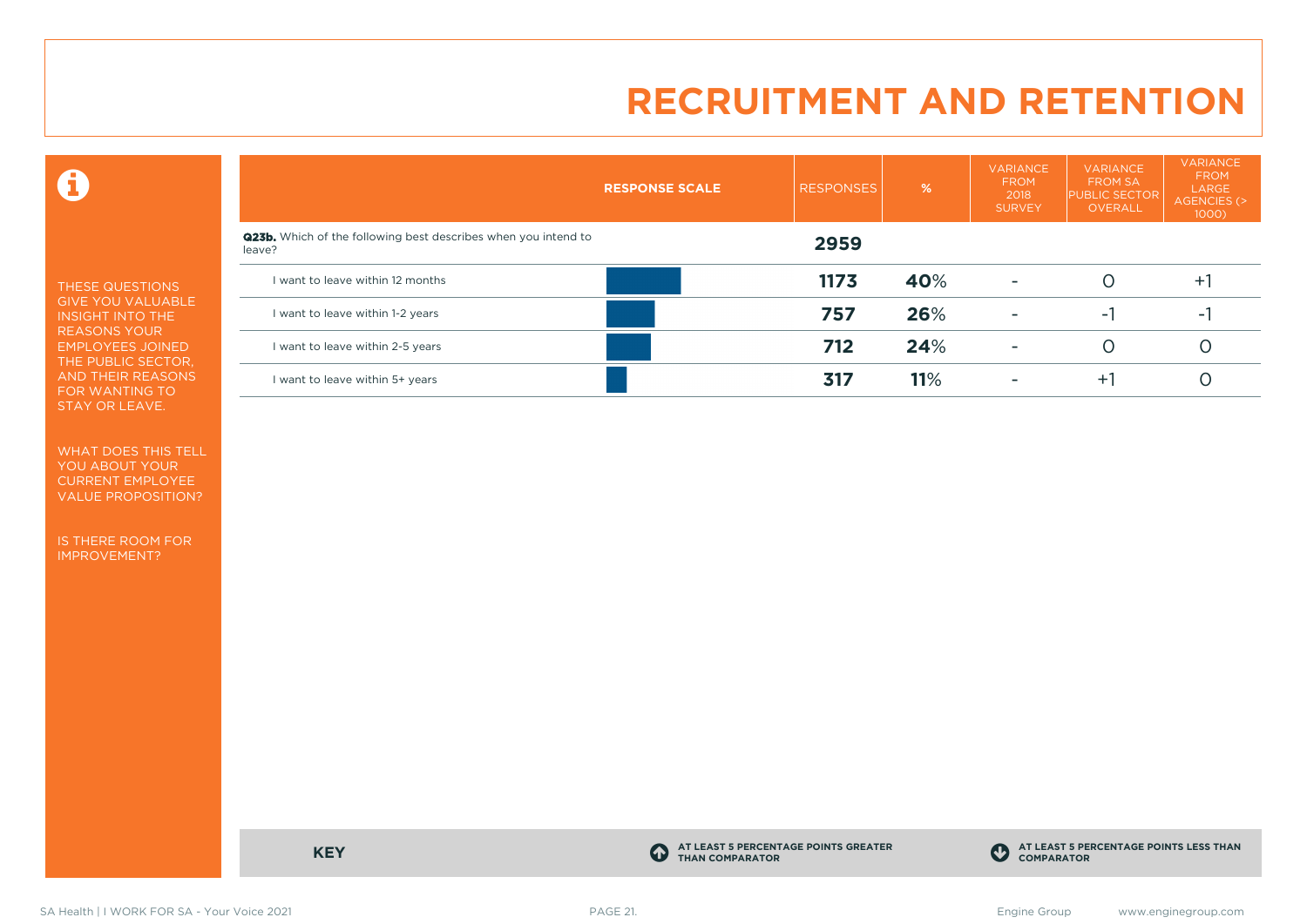# RECRUITMENT AND RETENTION

THESE QUESTIONS GIVE YOU VALUABLE INSIGHT INTO THE REASONS YOUR EMPLOYEES JOINED THE PUBLIC SECTOR, AND THEIR REASONS FOR WANTING TO STAY OR LEAVE.

WHAT DOES THIS TELL YOU ABOUT YOUR CURRENT EMPLOYEE VALUE PROPOSITION?

IS THERE ROOM FOR IMPROVEMENT?

| RESPONSE SCALE | RESPONSES | % | VARIANCE FROM 2018 SURVEY | VARIANCE FROM SA PUBLIC SECTOR OVERALL | VARIANCE FROM LARGE AGENCIES (> 1000) |
|---|---|---|---|---|---|
| **Q23b.** Which of the following best describes when you intend to leave? | **2959** | | | | |
| I want to leave within 12 months | **1173** | **40**% | - | 0 | +1 |
| I want to leave within 1-2 years | **757** | **26**% | - | -1 | -1 |
| I want to leave within 2-5 years | **712** | **24**% | - | 0 | 0 |
| I want to leave within 5+ years | **317** | **11**% | - | +1 | 0 |

**KEY**

AT LEAST 5 PERCENTAGE POINTS GREATER THAN COMPARATOR

AT LEAST 5 PERCENTAGE POINTS LESS THAN COMPARATOR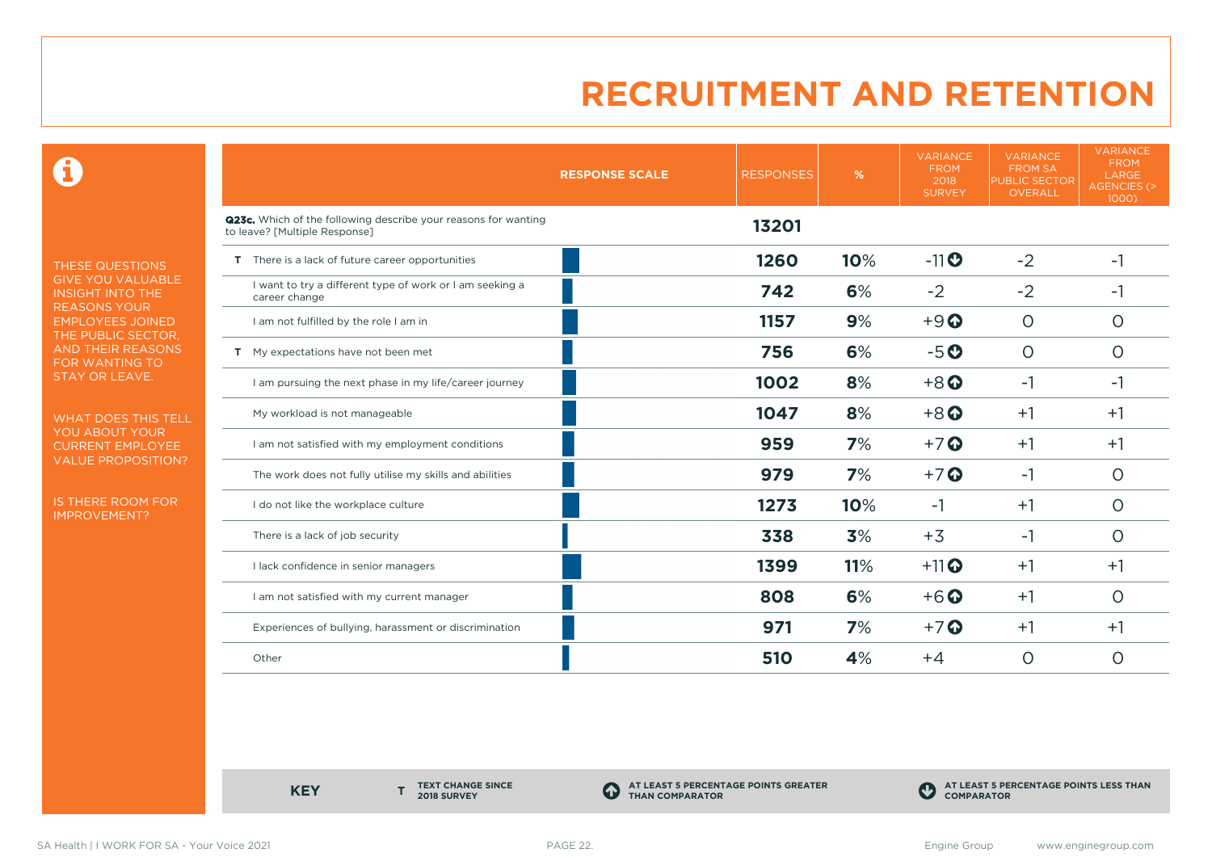# RECRUITMENT AND RETENTION

THESE QUESTIONS GIVE YOU VALUABLE INSIGHT INTO THE REASONS YOUR EMPLOYEES JOINED THE PUBLIC SECTOR, AND THEIR REASONS FOR WANTING TO STAY OR LEAVE.

WHAT DOES THIS TELL YOU ABOUT YOUR CURRENT EMPLOYEE VALUE PROPOSITION?

IS THERE ROOM FOR IMPROVEMENT?

| | RESPONSE SCALE | RESPONSES | % | VARIANCE FROM 2018 SURVEY | VARIANCE FROM SA PUBLIC SECTOR OVERALL | VARIANCE FROM LARGE AGENCIES (> 1000) |
|---|---|---|---|---|---|---|
| **Q23c.** Which of the following describe your reasons for wanting to leave? [Multiple Response] | | **13201** | | | | |
| T There is a lack of future career opportunities | | **1260** | **10**% | -11 ⬇ | -2 | -1 |
| I want to try a different type of work or I am seeking a career change | | **742** | **6**% | -2 | -2 | -1 |
| I am not fulfilled by the role I am in | | **1157** | **9**% | +9 ⬆ | 0 | 0 |
| T My expectations have not been met | | **756** | **6**% | -5 ⬇ | 0 | 0 |
| I am pursuing the next phase in my life/career journey | | **1002** | **8**% | +8 ⬆ | -1 | -1 |
| My workload is not manageable | | **1047** | **8**% | +8 ⬆ | +1 | +1 |
| I am not satisfied with my employment conditions | | **959** | **7**% | +7 ⬆ | +1 | +1 |
| The work does not fully utilise my skills and abilities | | **979** | **7**% | +7 ⬆ | -1 | 0 |
| I do not like the workplace culture | | **1273** | **10**% | -1 | +1 | 0 |
| There is a lack of job security | | **338** | **3**% | +3 | -1 | 0 |
| I lack confidence in senior managers | | **1399** | **11**% | +11 ⬆ | +1 | +1 |
| I am not satisfied with my current manager | | **808** | **6**% | +6 ⬆ | +1 | 0 |
| Experiences of bullying, harassment or discrimination | | **971** | **7**% | +7 ⬆ | +1 | +1 |
| Other | | **510** | **4**% | +4 | 0 | 0 |

**KEY**

**T** TEXT CHANGE SINCE 2018 SURVEY

⬆ AT LEAST 5 PERCENTAGE POINTS GREATER THAN COMPARATOR

⬇ AT LEAST 5 PERCENTAGE POINTS LESS THAN COMPARATOR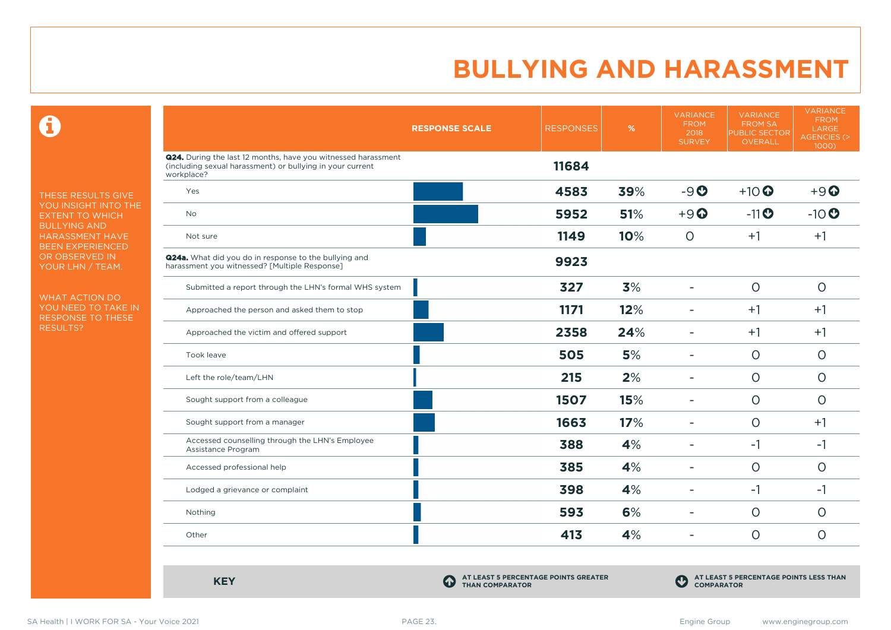# BULLYING AND HARASSMENT

THESE RESULTS GIVE YOU INSIGHT INTO THE EXTENT TO WHICH BULLYING AND HARASSMENT HAVE BEEN EXPERIENCED OR OBSERVED IN YOUR LHN / TEAM.

WHAT ACTION DO YOU NEED TO TAKE IN RESPONSE TO THESE RESULTS?

| RESPONSE SCALE | RESPONSES | % | VARIANCE FROM 2018 SURVEY | VARIANCE FROM SA PUBLIC SECTOR OVERALL | VARIANCE FROM LARGE AGENCIES (> 1000) |
|---|---|---|---|---|---|
| **Q24.** During the last 12 months, have you witnessed harassment (including sexual harassment) or bullying in your current workplace? | **11684** | | | | |
| Yes | **4583** | **39%** | -9 ⬇ | +10 ⬆ | +9 ⬆ |
| No | **5952** | **51%** | +9 ⬆ | -11 ⬇ | -10 ⬇ |
| Not sure | **1149** | **10%** | 0 | +1 | +1 |
| **Q24a.** What did you do in response to the bullying and harassment you witnessed? [Multiple Response] | **9923** | | | | |
| Submitted a report through the LHN's formal WHS system | **327** | **3%** | - | 0 | 0 |
| Approached the person and asked them to stop | **1171** | **12%** | - | +1 | +1 |
| Approached the victim and offered support | **2358** | **24%** | - | +1 | +1 |
| Took leave | **505** | **5%** | - | 0 | 0 |
| Left the role/team/LHN | **215** | **2%** | - | 0 | 0 |
| Sought support from a colleague | **1507** | **15%** | - | 0 | 0 |
| Sought support from a manager | **1663** | **17%** | - | 0 | +1 |
| Accessed counselling through the LHN's Employee Assistance Program | **388** | **4%** | - | -1 | -1 |
| Accessed professional help | **385** | **4%** | - | 0 | 0 |
| Lodged a grievance or complaint | **398** | **4%** | - | -1 | -1 |
| Nothing | **593** | **6%** | - | 0 | 0 |
| Other | **413** | **4%** | - | 0 | 0 |

**KEY**

⬆ AT LEAST 5 PERCENTAGE POINTS GREATER THAN COMPARATOR

⬇ AT LEAST 5 PERCENTAGE POINTS LESS THAN COMPARATOR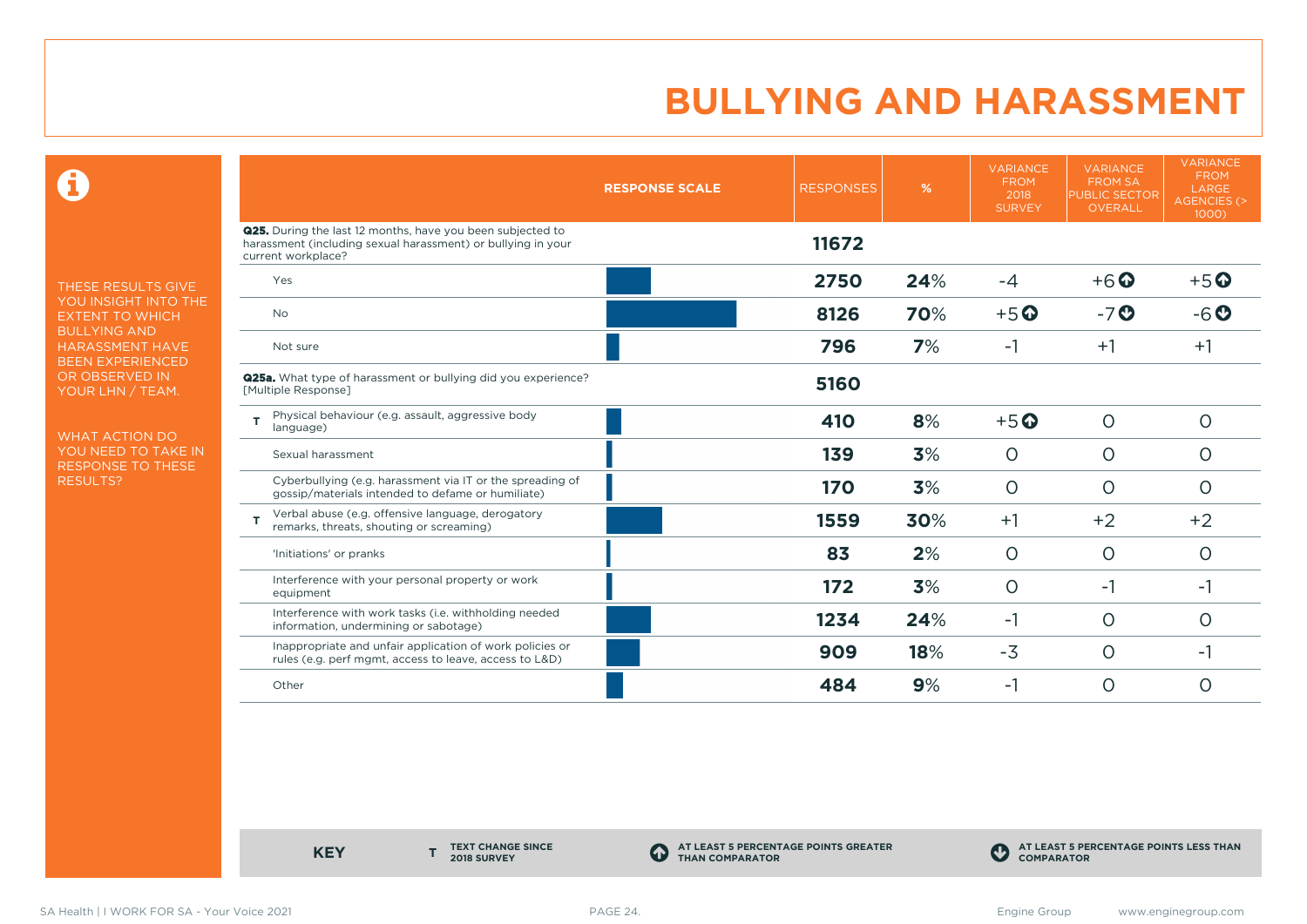# BULLYING AND HARASSMENT

THESE RESULTS GIVE YOU INSIGHT INTO THE EXTENT TO WHICH BULLYING AND HARASSMENT HAVE BEEN EXPERIENCED OR OBSERVED IN YOUR LHN / TEAM.

WHAT ACTION DO YOU NEED TO TAKE IN RESPONSE TO THESE RESULTS?

| | RESPONSE SCALE | RESPONSES | % | VARIANCE FROM 2018 SURVEY | VARIANCE FROM SA PUBLIC SECTOR OVERALL | VARIANCE FROM LARGE AGENCIES (> 1000) |
|---|---|---|---|---|---|---|
| **Q25.** During the last 12 months, have you been subjected to harassment (including sexual harassment) or bullying in your current workplace? | | 11672 | | | | |
| Yes | | 2750 | 24% | -4 | +6 ⬆ | +5 ⬆ |
| No | | 8126 | 70% | +5 ⬆ | -7 ⬇ | -6 ⬇ |
| Not sure | | 796 | 7% | -1 | +1 | +1 |
| **Q25a.** What type of harassment or bullying did you experience? [Multiple Response] | | 5160 | | | | |
| T Physical behaviour (e.g. assault, aggressive body language) | | 410 | 8% | +5 ⬆ | 0 | 0 |
| Sexual harassment | | 139 | 3% | 0 | 0 | 0 |
| Cyberbullying (e.g. harassment via IT or the spreading of gossip/materials intended to defame or humiliate) | | 170 | 3% | 0 | 0 | 0 |
| T Verbal abuse (e.g. offensive language, derogatory remarks, threats, shouting or screaming) | | 1559 | 30% | +1 | +2 | +2 |
| 'Initiations' or pranks | | 83 | 2% | 0 | 0 | 0 |
| Interference with your personal property or work equipment | | 172 | 3% | 0 | -1 | -1 |
| Interference with work tasks (i.e. withholding needed information, undermining or sabotage) | | 1234 | 24% | -1 | 0 | 0 |
| Inappropriate and unfair application of work policies or rules (e.g. perf mgmt, access to leave, access to L&D) | | 909 | 18% | -3 | 0 | -1 |
| Other | | 484 | 9% | -1 | 0 | 0 |

**KEY**

T TEXT CHANGE SINCE 2018 SURVEY

⬆ AT LEAST 5 PERCENTAGE POINTS GREATER THAN COMPARATOR

⬇ AT LEAST 5 PERCENTAGE POINTS LESS THAN COMPARATOR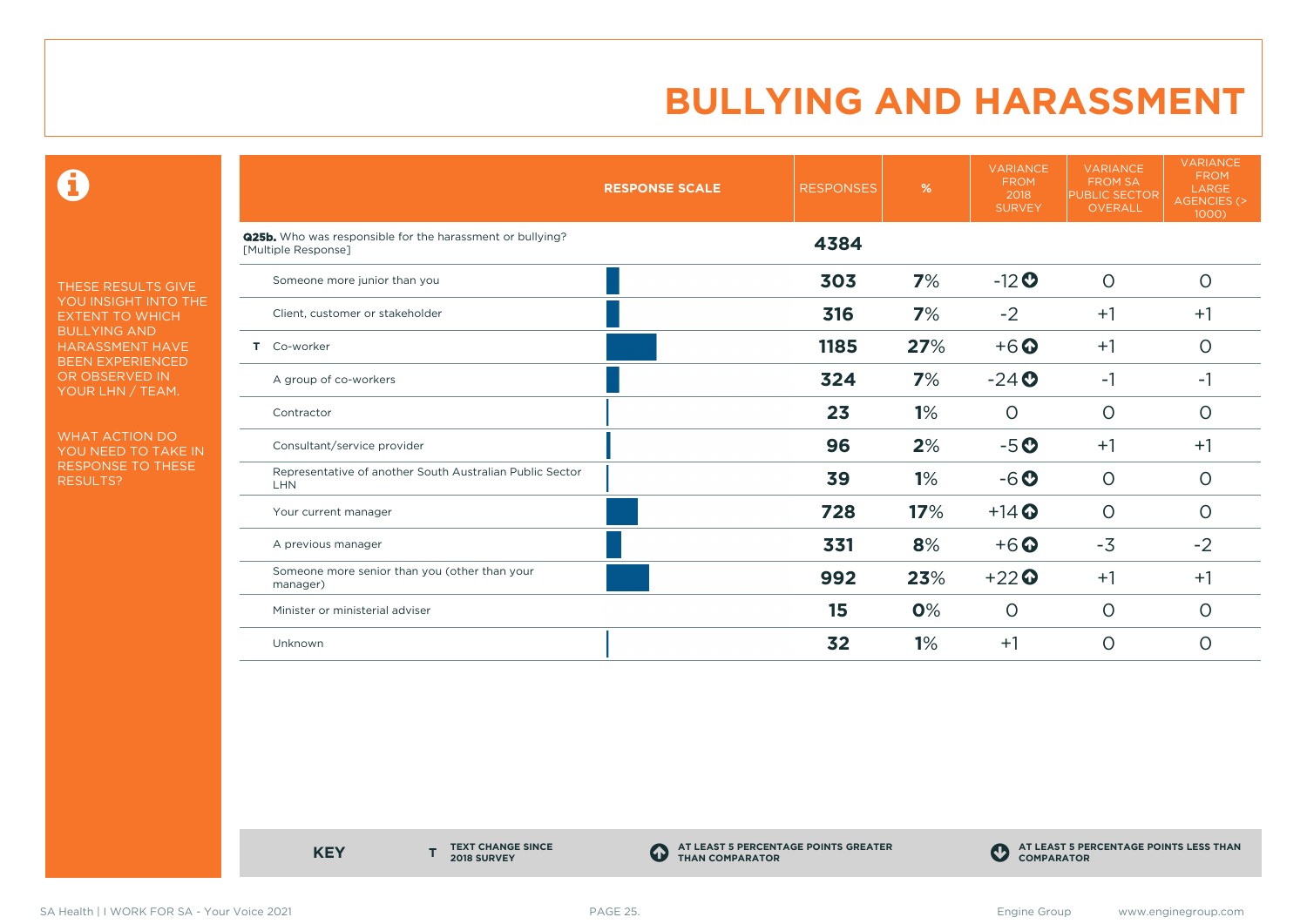# BULLYING AND HARASSMENT

THESE RESULTS GIVE YOU INSIGHT INTO THE EXTENT TO WHICH BULLYING AND HARASSMENT HAVE BEEN EXPERIENCED OR OBSERVED IN YOUR LHN / TEAM.

WHAT ACTION DO YOU NEED TO TAKE IN RESPONSE TO THESE RESULTS?

| | RESPONSE SCALE | RESPONSES | % | VARIANCE FROM 2018 SURVEY | VARIANCE FROM SA PUBLIC SECTOR OVERALL | VARIANCE FROM LARGE AGENCIES (> 1000) |
|---|---|---|---|---|---|---|
| **Q25b.** Who was responsible for the harassment or bullying? [Multiple Response] | | **4384** | | | | |
| Someone more junior than you | | **303** | **7%** | -12 ⬇ | 0 | 0 |
| Client, customer or stakeholder | | **316** | **7%** | -2 | +1 | +1 |
| T Co-worker | | **1185** | **27%** | +6 ⬆ | +1 | 0 |
| A group of co-workers | | **324** | **7%** | -24 ⬇ | -1 | -1 |
| Contractor | | **23** | **1%** | 0 | 0 | 0 |
| Consultant/service provider | | **96** | **2%** | -5 ⬇ | +1 | +1 |
| Representative of another South Australian Public Sector LHN | | **39** | **1%** | -6 ⬇ | 0 | 0 |
| Your current manager | | **728** | **17%** | +14 ⬆ | 0 | 0 |
| A previous manager | | **331** | **8%** | +6 ⬆ | -3 | -2 |
| Someone more senior than you (other than your manager) | | **992** | **23%** | +22 ⬆ | +1 | +1 |
| Minister or ministerial adviser | | **15** | **0%** | 0 | 0 | 0 |
| Unknown | | **32** | **1%** | +1 | 0 | 0 |

**KEY** **T** **TEXT CHANGE SINCE 2018 SURVEY** ⬆ **AT LEAST 5 PERCENTAGE POINTS GREATER THAN COMPARATOR** ⬇ **AT LEAST 5 PERCENTAGE POINTS LESS THAN COMPARATOR**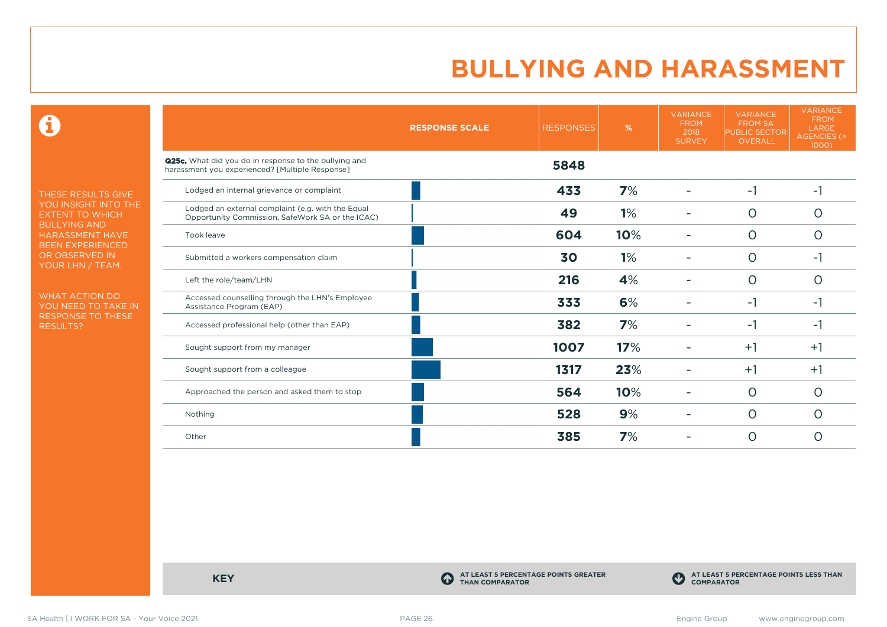# BULLYING AND HARASSMENT

THESE RESULTS GIVE YOU INSIGHT INTO THE EXTENT TO WHICH BULLYING AND HARASSMENT HAVE BEEN EXPERIENCED OR OBSERVED IN YOUR LHN / TEAM.

WHAT ACTION DO YOU NEED TO TAKE IN RESPONSE TO THESE RESULTS?

| | RESPONSE SCALE | RESPONSES | % | VARIANCE FROM 2018 SURVEY | VARIANCE FROM SA PUBLIC SECTOR OVERALL | VARIANCE FROM LARGE AGENCIES (> 1000) |
|---|---|---|---|---|---|---|
| **Q25c.** What did you do in response to the bullying and harassment you experienced? [Multiple Response] | | **5848** | | | | |
| Lodged an internal grievance or complaint | | **433** | **7%** | - | -1 | -1 |
| Lodged an external complaint (e.g. with the Equal Opportunity Commission, SafeWork SA or the ICAC) | | **49** | **1%** | - | 0 | 0 |
| Took leave | | **604** | **10%** | - | 0 | 0 |
| Submitted a workers compensation claim | | **30** | **1%** | - | 0 | -1 |
| Left the role/team/LHN | | **216** | **4%** | - | 0 | 0 |
| Accessed counselling through the LHN's Employee Assistance Program (EAP) | | **333** | **6%** | - | -1 | -1 |
| Accessed professional help (other than EAP) | | **382** | **7%** | - | -1 | -1 |
| Sought support from my manager | | **1007** | **17%** | - | +1 | +1 |
| Sought support from a colleague | | **1317** | **23%** | - | +1 | +1 |
| Approached the person and asked them to stop | | **564** | **10%** | - | 0 | 0 |
| Nothing | | **528** | **9%** | - | 0 | 0 |
| Other | | **385** | **7%** | - | 0 | 0 |

**KEY**

AT LEAST 5 PERCENTAGE POINTS GREATER THAN COMPARATOR

AT LEAST 5 PERCENTAGE POINTS LESS THAN COMPARATOR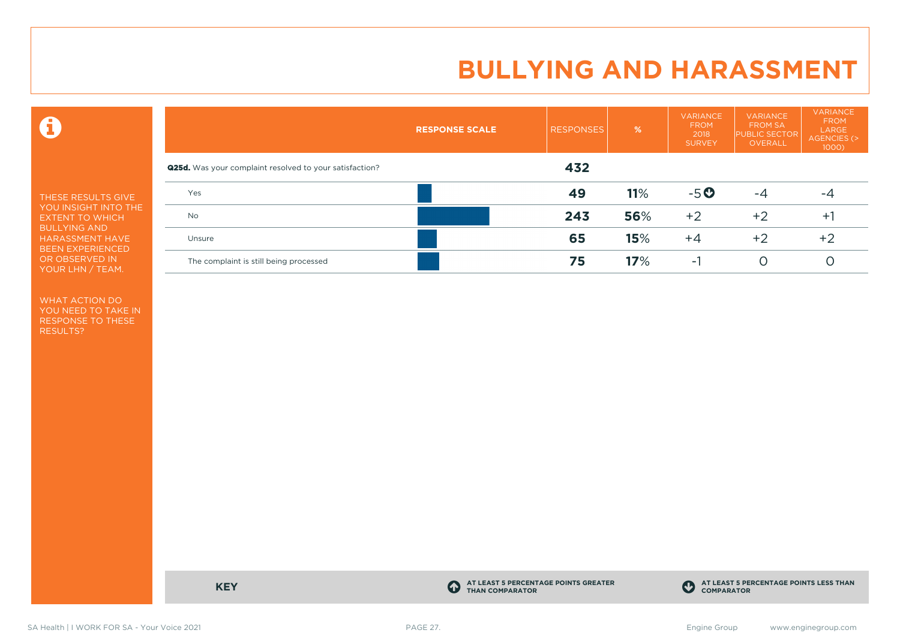# BULLYING AND HARASSMENT

THESE RESULTS GIVE YOU INSIGHT INTO THE EXTENT TO WHICH BULLYING AND HARASSMENT HAVE BEEN EXPERIENCED OR OBSERVED IN YOUR LHN / TEAM.

WHAT ACTION DO YOU NEED TO TAKE IN RESPONSE TO THESE RESULTS?

| RESPONSE SCALE | RESPONSES | % | VARIANCE FROM 2018 SURVEY | VARIANCE FROM SA PUBLIC SECTOR OVERALL | VARIANCE FROM LARGE AGENCIES (> 1000) |
|---|---|---|---|---|---|
| **Q25d.** Was your complaint resolved to your satisfaction? | **432** | | | | |
| Yes | **49** | **11**% | -5 ⬇ | -4 | -4 |
| No | **243** | **56**% | +2 | +2 | +1 |
| Unsure | **65** | **15**% | +4 | +2 | +2 |
| The complaint is still being processed | **75** | **17**% | -1 | 0 | 0 |

**KEY**

⬆ AT LEAST 5 PERCENTAGE POINTS GREATER THAN COMPARATOR

⬇ AT LEAST 5 PERCENTAGE POINTS LESS THAN COMPARATOR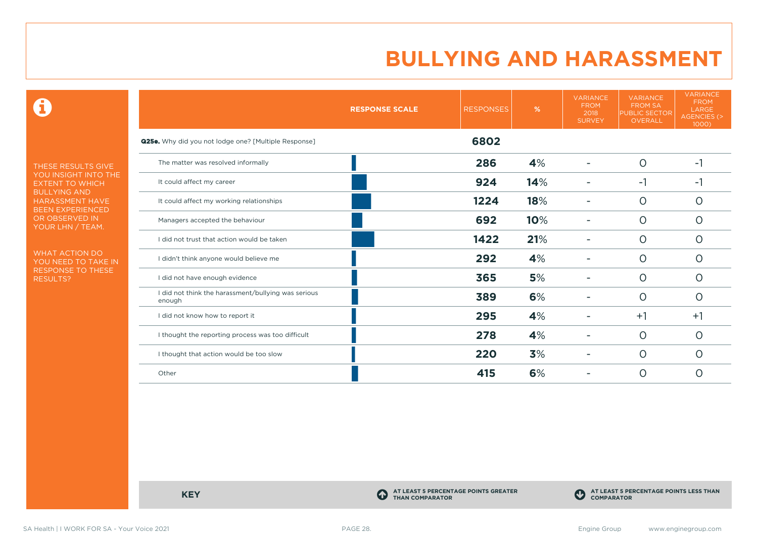# BULLYING AND HARASSMENT

THESE RESULTS GIVE YOU INSIGHT INTO THE EXTENT TO WHICH BULLYING AND HARASSMENT HAVE BEEN EXPERIENCED OR OBSERVED IN YOUR LHN / TEAM.

WHAT ACTION DO YOU NEED TO TAKE IN RESPONSE TO THESE RESULTS?

| RESPONSE SCALE | RESPONSES | % | VARIANCE FROM 2018 SURVEY | VARIANCE FROM SA PUBLIC SECTOR OVERALL | VARIANCE FROM LARGE AGENCIES (> 1000) |
|---|---|---|---|---|---|
| **Q25e.** Why did you not lodge one? [Multiple Response] | **6802** | | | | |
| The matter was resolved informally | **286** | **4%** | - | 0 | -1 |
| It could affect my career | **924** | **14%** | - | -1 | -1 |
| It could affect my working relationships | **1224** | **18%** | - | 0 | 0 |
| Managers accepted the behaviour | **692** | **10%** | - | 0 | 0 |
| I did not trust that action would be taken | **1422** | **21%** | - | 0 | 0 |
| I didn't think anyone would believe me | **292** | **4%** | - | 0 | 0 |
| I did not have enough evidence | **365** | **5%** | - | 0 | 0 |
| I did not think the harassment/bullying was serious enough | **389** | **6%** | - | 0 | 0 |
| I did not know how to report it | **295** | **4%** | - | +1 | +1 |
| I thought the reporting process was too difficult | **278** | **4%** | - | 0 | 0 |
| I thought that action would be too slow | **220** | **3%** | - | 0 | 0 |
| Other | **415** | **6%** | - | 0 | 0 |

**KEY**

AT LEAST 5 PERCENTAGE POINTS GREATER THAN COMPARATOR

AT LEAST 5 PERCENTAGE POINTS LESS THAN COMPARATOR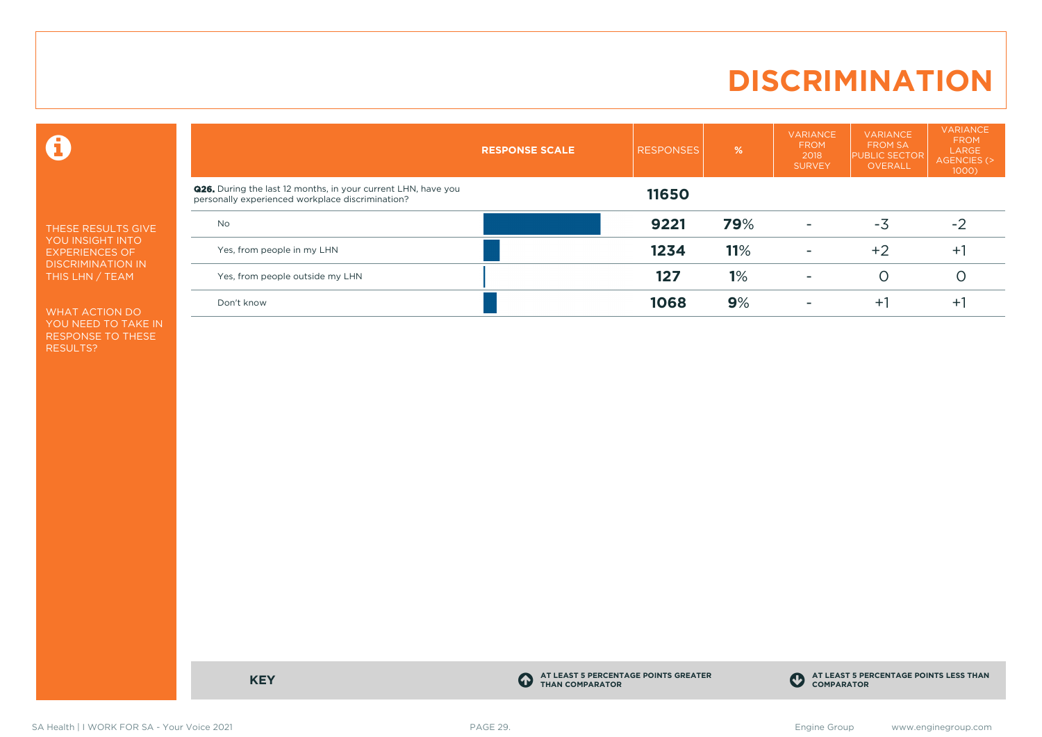# DISCRIMINATION

THESE RESULTS GIVE YOU INSIGHT INTO EXPERIENCES OF DISCRIMINATION IN THIS LHN / TEAM

WHAT ACTION DO YOU NEED TO TAKE IN RESPONSE TO THESE RESULTS?

| RESPONSE SCALE | RESPONSES | % | VARIANCE FROM 2018 SURVEY | VARIANCE FROM SA PUBLIC SECTOR OVERALL | VARIANCE FROM LARGE AGENCIES (> 1000) |
|---|---|---|---|---|---|
| **Q26.** During the last 12 months, in your current LHN, have you personally experienced workplace discrimination? | **11650** | | | | |
| No | **9221** | **79**% | - | -3 | -2 |
| Yes, from people in my LHN | **1234** | **11**% | - | +2 | +1 |
| Yes, from people outside my LHN | **127** | **1**% | - | 0 | 0 |
| Don't know | **1068** | **9**% | - | +1 | +1 |

**KEY**

AT LEAST 5 PERCENTAGE POINTS GREATER THAN COMPARATOR

AT LEAST 5 PERCENTAGE POINTS LESS THAN COMPARATOR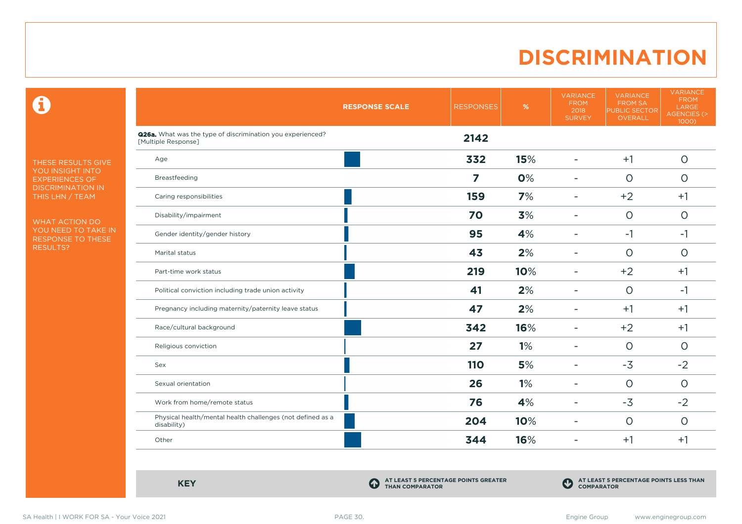# DISCRIMINATION

THESE RESULTS GIVE YOU INSIGHT INTO EXPERIENCES OF DISCRIMINATION IN THIS LHN / TEAM

WHAT ACTION DO YOU NEED TO TAKE IN RESPONSE TO THESE RESULTS?

| RESPONSE SCALE | RESPONSES | % | VARIANCE FROM 2018 SURVEY | VARIANCE FROM SA PUBLIC SECTOR OVERALL | VARIANCE FROM LARGE AGENCIES (> 1000) |
|---|---|---|---|---|---|
| **Q26a.** What was the type of discrimination you experienced? [Multiple Response] | **2142** | | | | |
| Age | **332** | **15%** | - | +1 | 0 |
| Breastfeeding | **7** | **0%** | - | 0 | 0 |
| Caring responsibilities | **159** | **7%** | - | +2 | +1 |
| Disability/impairment | **70** | **3%** | - | 0 | 0 |
| Gender identity/gender history | **95** | **4%** | - | -1 | -1 |
| Marital status | **43** | **2%** | - | 0 | 0 |
| Part-time work status | **219** | **10%** | - | +2 | +1 |
| Political conviction including trade union activity | **41** | **2%** | - | 0 | -1 |
| Pregnancy including maternity/paternity leave status | **47** | **2%** | - | +1 | +1 |
| Race/cultural background | **342** | **16%** | - | +2 | +1 |
| Religious conviction | **27** | **1%** | - | 0 | 0 |
| Sex | **110** | **5%** | - | -3 | -2 |
| Sexual orientation | **26** | **1%** | - | 0 | 0 |
| Work from home/remote status | **76** | **4%** | - | -3 | -2 |
| Physical health/mental health challenges (not defined as a disability) | **204** | **10%** | - | 0 | 0 |
| Other | **344** | **16%** | - | +1 | +1 |

**KEY**

AT LEAST 5 PERCENTAGE POINTS GREATER THAN COMPARATOR

AT LEAST 5 PERCENTAGE POINTS LESS THAN COMPARATOR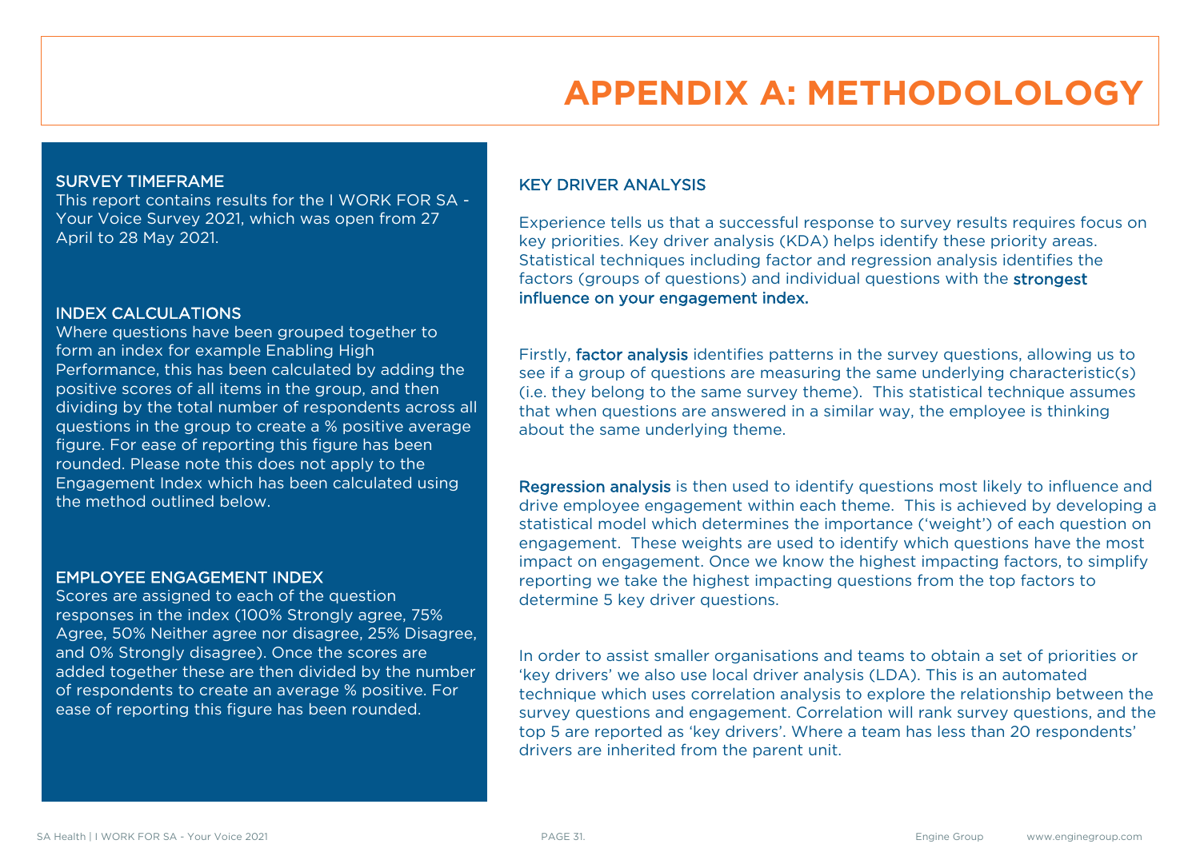# APPENDIX A: METHODOLOLOGY

## SURVEY TIMEFRAME

This report contains results for the I WORK FOR SA - Your Voice Survey 2021, which was open from 27 April to 28 May 2021.

## INDEX CALCULATIONS

Where questions have been grouped together to form an index for example Enabling High Performance, this has been calculated by adding the positive scores of all items in the group, and then dividing by the total number of respondents across all questions in the group to create a % positive average figure. For ease of reporting this figure has been rounded. Please note this does not apply to the Engagement Index which has been calculated using the method outlined below.

## EMPLOYEE ENGAGEMENT INDEX

Scores are assigned to each of the question responses in the index (100% Strongly agree, 75% Agree, 50% Neither agree nor disagree, 25% Disagree, and 0% Strongly disagree). Once the scores are added together these are then divided by the number of respondents to create an average % positive. For ease of reporting this figure has been rounded.

## KEY DRIVER ANALYSIS

Experience tells us that a successful response to survey results requires focus on key priorities. Key driver analysis (KDA) helps identify these priority areas. Statistical techniques including factor and regression analysis identifies the factors (groups of questions) and individual questions with the **strongest influence on your engagement index.**

Firstly, **factor analysis** identifies patterns in the survey questions, allowing us to see if a group of questions are measuring the same underlying characteristic(s) (i.e. they belong to the same survey theme). This statistical technique assumes that when questions are answered in a similar way, the employee is thinking about the same underlying theme.

**Regression analysis** is then used to identify questions most likely to influence and drive employee engagement within each theme. This is achieved by developing a statistical model which determines the importance ('weight') of each question on engagement. These weights are used to identify which questions have the most impact on engagement. Once we know the highest impacting factors, to simplify reporting we take the highest impacting questions from the top factors to determine 5 key driver questions.

In order to assist smaller organisations and teams to obtain a set of priorities or 'key drivers' we also use local driver analysis (LDA). This is an automated technique which uses correlation analysis to explore the relationship between the survey questions and engagement. Correlation will rank survey questions, and the top 5 are reported as 'key drivers'. Where a team has less than 20 respondents' drivers are inherited from the parent unit.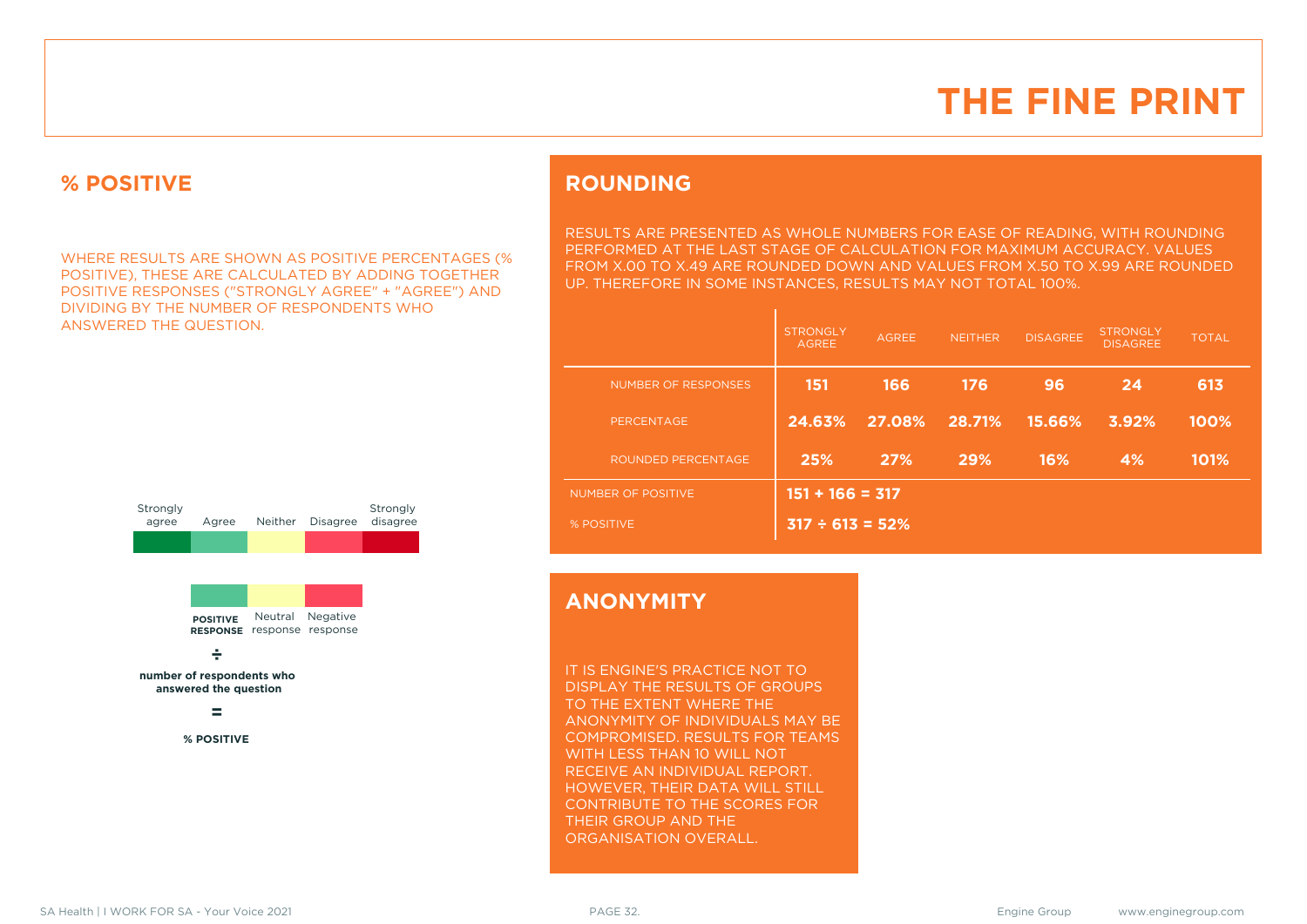# THE FINE PRINT

## % POSITIVE

WHERE RESULTS ARE SHOWN AS POSITIVE PERCENTAGES (% POSITIVE), THESE ARE CALCULATED BY ADDING TOGETHER POSITIVE RESPONSES ("STRONGLY AGREE" + "AGREE") AND DIVIDING BY THE NUMBER OF RESPONDENTS WHO ANSWERED THE QUESTION.

Strongly agree
Agree
Neither
Disagree
Strongly disagree

**POSITIVE RESPONSE**
Neutral response
Negative response

÷

**number of respondents who answered the question**

=

**% POSITIVE**

## ROUNDING

RESULTS ARE PRESENTED AS WHOLE NUMBERS FOR EASE OF READING, WITH ROUNDING PERFORMED AT THE LAST STAGE OF CALCULATION FOR MAXIMUM ACCURACY. VALUES FROM X.00 TO X.49 ARE ROUNDED DOWN AND VALUES FROM X.50 TO X.99 ARE ROUNDED UP. THEREFORE IN SOME INSTANCES, RESULTS MAY NOT TOTAL 100%.

| | STRONGLY AGREE | AGREE | NEITHER | DISAGREE | STRONGLY DISAGREE | TOTAL |
|---|---|---|---|---|---|---|
| NUMBER OF RESPONSES | **151** | **166** | **176** | **96** | **24** | **613** |
| PERCENTAGE | **24.63%** | **27.08%** | **28.71%** | **15.66%** | **3.92%** | **100%** |
| ROUNDED PERCENTAGE | **25%** | **27%** | **29%** | **16%** | **4%** | **101%** |
| NUMBER OF POSITIVE | **151 + 166 = 317** | | | | | |
| % POSITIVE | **317 ÷ 613 = 52%** | | | | | |

## ANONYMITY

IT IS ENGINE'S PRACTICE NOT TO DISPLAY THE RESULTS OF GROUPS TO THE EXTENT WHERE THE ANONYMITY OF INDIVIDUALS MAY BE COMPROMISED. RESULTS FOR TEAMS WITH LESS THAN 10 WILL NOT RECEIVE AN INDIVIDUAL REPORT. HOWEVER, THEIR DATA WILL STILL CONTRIBUTE TO THE SCORES FOR THEIR GROUP AND THE ORGANISATION OVERALL.